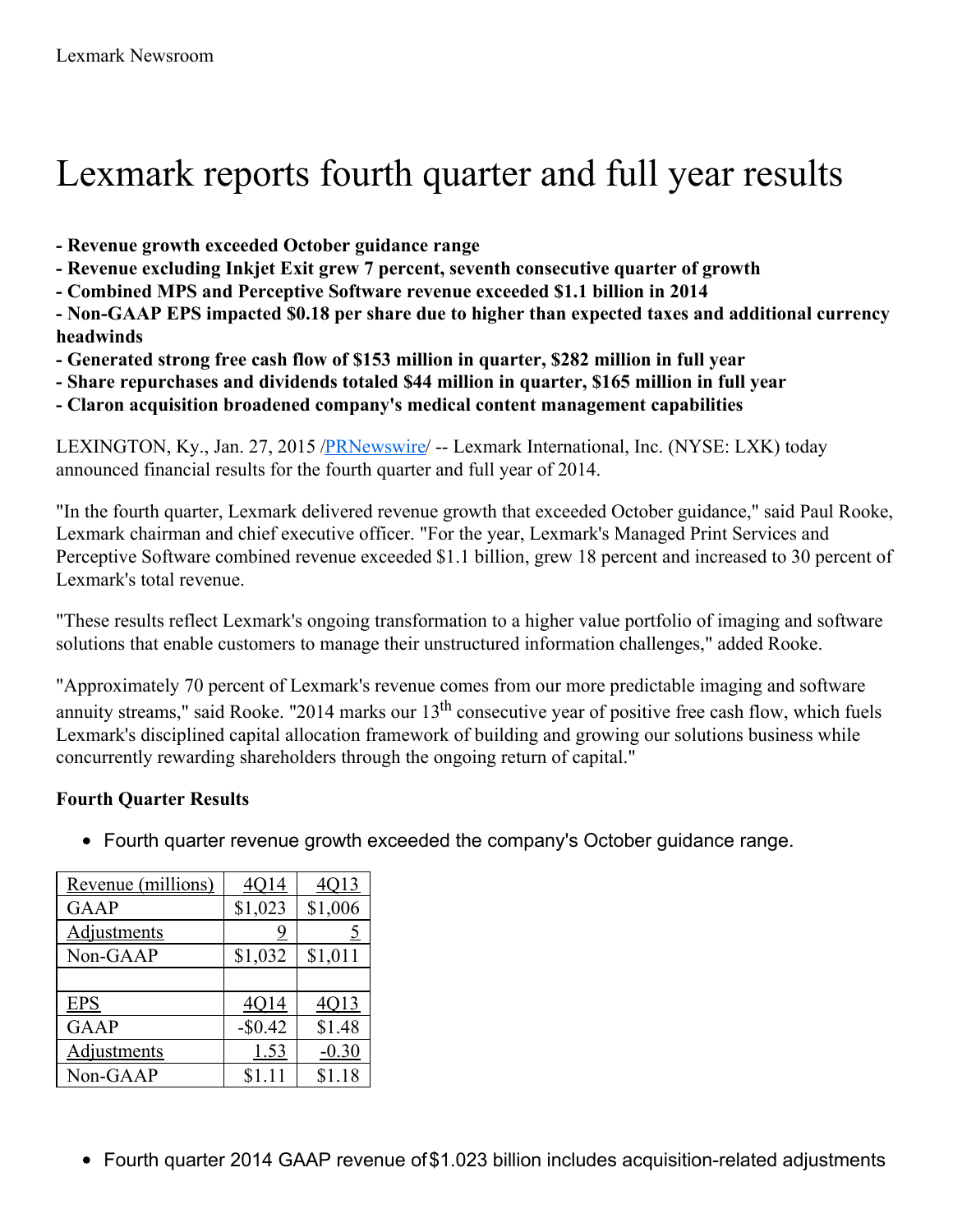Lexmark Newsroom

# Lexmark reports fourth quarter and full year results

**- Revenue growth exceeded October guidance range**
**- Revenue excluding Inkjet Exit grew 7 percent, seventh consecutive quarter of growth**
**- Combined MPS and Perceptive Software revenue exceeded $1.1 billion in 2014**
**- Non-GAAP EPS impacted $0.18 per share due to higher than expected taxes and additional currency headwinds**
**- Generated strong free cash flow of $153 million in quarter, $282 million in full year**
**- Share repurchases and dividends totaled $44 million in quarter, $165 million in full year**
**- Claron acquisition broadened company's medical content management capabilities**

LEXINGTON, Ky., Jan. 27, 2015 /PRNewswire/ -- Lexmark International, Inc. (NYSE: LXK) today announced financial results for the fourth quarter and full year of 2014.

"In the fourth quarter, Lexmark delivered revenue growth that exceeded October guidance," said Paul Rooke, Lexmark chairman and chief executive officer. "For the year, Lexmark's Managed Print Services and Perceptive Software combined revenue exceeded $1.1 billion, grew 18 percent and increased to 30 percent of Lexmark's total revenue.

"These results reflect Lexmark's ongoing transformation to a higher value portfolio of imaging and software solutions that enable customers to manage their unstructured information challenges," added Rooke.

"Approximately 70 percent of Lexmark's revenue comes from our more predictable imaging and software annuity streams," said Rooke. "2014 marks our 13th consecutive year of positive free cash flow, which fuels Lexmark's disciplined capital allocation framework of building and growing our solutions business while concurrently rewarding shareholders through the ongoing return of capital."

### Fourth Quarter Results

- Fourth quarter revenue growth exceeded the company's October guidance range.

| Revenue (millions) | 4Q14 | 4Q13 |
|---|---|---|
| GAAP | $1,023 | $1,006 |
| Adjustments | 9 | 5 |
| Non-GAAP | $1,032 | $1,011 |
| | | |
| EPS | 4Q14 | 4Q13 |
| GAAP | -$0.42 | $1.48 |
| Adjustments | 1.53 | -0.30 |
| Non-GAAP | $1.11 | $1.18 |

- Fourth quarter 2014 GAAP revenue of $1.023 billion includes acquisition-related adjustments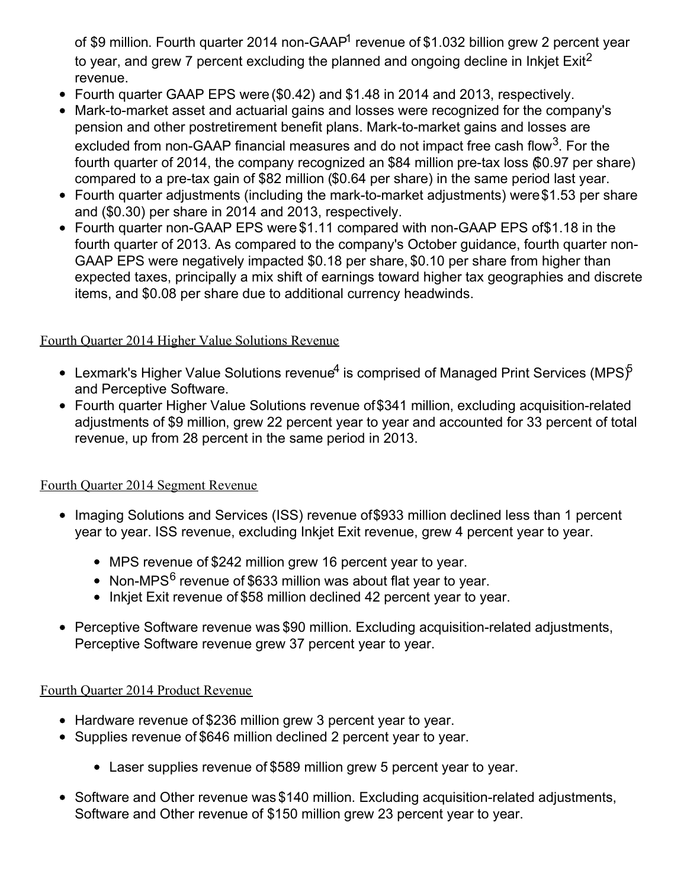of $9 million. Fourth quarter 2014 non-GAAP[1] revenue of $1.032 billion grew 2 percent year to year, and grew 7 percent excluding the planned and ongoing decline in Inkjet Exit[2] revenue.

- Fourth quarter GAAP EPS were ($0.42) and $1.48 in 2014 and 2013, respectively.
- Mark-to-market asset and actuarial gains and losses were recognized for the company's pension and other postretirement benefit plans. Mark-to-market gains and losses are excluded from non-GAAP financial measures and do not impact free cash flow[3]. For the fourth quarter of 2014, the company recognized an $84 million pre-tax loss ($0.97 per share) compared to a pre-tax gain of $82 million ($0.64 per share) in the same period last year.
- Fourth quarter adjustments (including the mark-to-market adjustments) were $1.53 per share and ($0.30) per share in 2014 and 2013, respectively.
- Fourth quarter non-GAAP EPS were $1.11 compared with non-GAAP EPS of $1.18 in the fourth quarter of 2013. As compared to the company's October guidance, fourth quarter non-GAAP EPS were negatively impacted $0.18 per share, $0.10 per share from higher than expected taxes, principally a mix shift of earnings toward higher tax geographies and discrete items, and $0.08 per share due to additional currency headwinds.

Fourth Quarter 2014 Higher Value Solutions Revenue

- Lexmark's Higher Value Solutions revenue[4] is comprised of Managed Print Services (MPS)[5] and Perceptive Software.
- Fourth quarter Higher Value Solutions revenue of $341 million, excluding acquisition-related adjustments of $9 million, grew 22 percent year to year and accounted for 33 percent of total revenue, up from 28 percent in the same period in 2013.

Fourth Quarter 2014 Segment Revenue

- Imaging Solutions and Services (ISS) revenue of $933 million declined less than 1 percent year to year. ISS revenue, excluding Inkjet Exit revenue, grew 4 percent year to year.
  - MPS revenue of $242 million grew 16 percent year to year.
  - Non-MPS[6] revenue of $633 million was about flat year to year.
  - Inkjet Exit revenue of $58 million declined 42 percent year to year.
- Perceptive Software revenue was $90 million. Excluding acquisition-related adjustments, Perceptive Software revenue grew 37 percent year to year.

Fourth Quarter 2014 Product Revenue

- Hardware revenue of $236 million grew 3 percent year to year.
- Supplies revenue of $646 million declined 2 percent year to year.
  - Laser supplies revenue of $589 million grew 5 percent year to year.
- Software and Other revenue was $140 million. Excluding acquisition-related adjustments, Software and Other revenue of $150 million grew 23 percent year to year.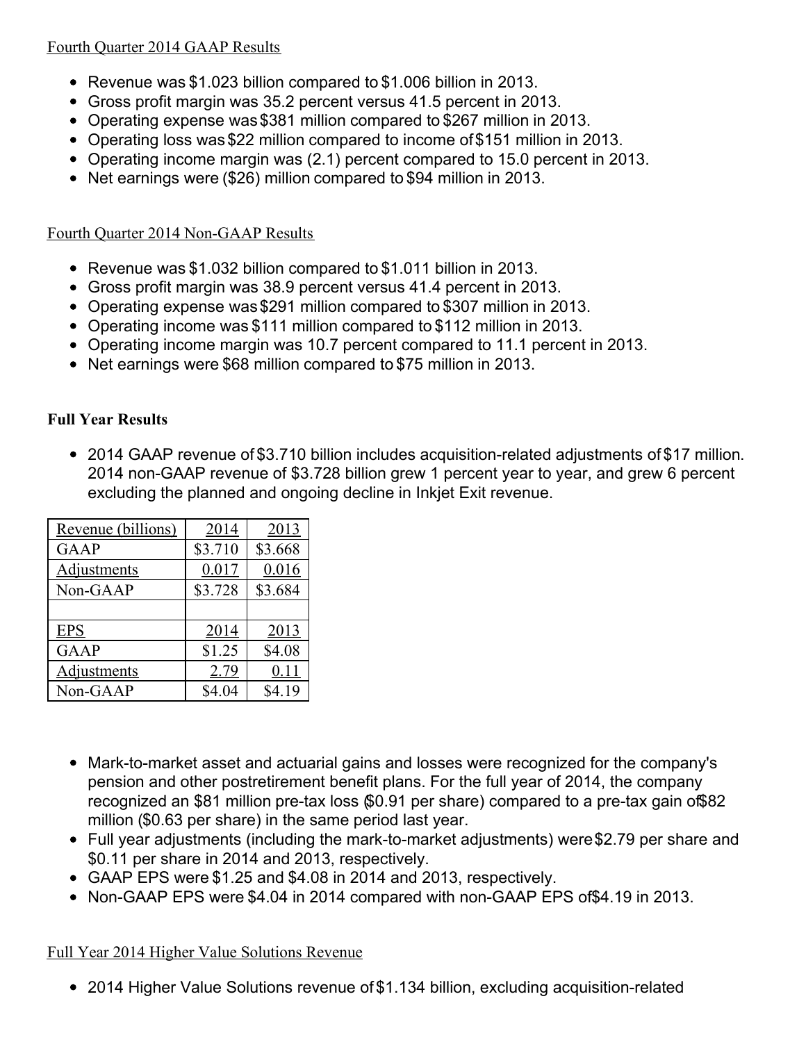Fourth Quarter 2014 GAAP Results

- Revenue was $1.023 billion compared to $1.006 billion in 2013.
- Gross profit margin was 35.2 percent versus 41.5 percent in 2013.
- Operating expense was $381 million compared to $267 million in 2013.
- Operating loss was $22 million compared to income of $151 million in 2013.
- Operating income margin was (2.1) percent compared to 15.0 percent in 2013.
- Net earnings were ($26) million compared to $94 million in 2013.

Fourth Quarter 2014 Non-GAAP Results

- Revenue was $1.032 billion compared to $1.011 billion in 2013.
- Gross profit margin was 38.9 percent versus 41.4 percent in 2013.
- Operating expense was $291 million compared to $307 million in 2013.
- Operating income was $111 million compared to $112 million in 2013.
- Operating income margin was 10.7 percent compared to 11.1 percent in 2013.
- Net earnings were $68 million compared to $75 million in 2013.

**Full Year Results**

- 2014 GAAP revenue of $3.710 billion includes acquisition-related adjustments of $17 million. 2014 non-GAAP revenue of $3.728 billion grew 1 percent year to year, and grew 6 percent excluding the planned and ongoing decline in Inkjet Exit revenue.

| Revenue (billions) | 2014 | 2013 |
|---|---|---|
| GAAP | $3.710 | $3.668 |
| Adjustments | 0.017 | 0.016 |
| Non-GAAP | $3.728 | $3.684 |
| | | |
| EPS | 2014 | 2013 |
| GAAP | $1.25 | $4.08 |
| Adjustments | 2.79 | 0.11 |
| Non-GAAP | $4.04 | $4.19 |

- Mark-to-market asset and actuarial gains and losses were recognized for the company's pension and other postretirement benefit plans. For the full year of 2014, the company recognized an $81 million pre-tax loss ($0.91 per share) compared to a pre-tax gain of $82 million ($0.63 per share) in the same period last year.
- Full year adjustments (including the mark-to-market adjustments) were $2.79 per share and $0.11 per share in 2014 and 2013, respectively.
- GAAP EPS were $1.25 and $4.08 in 2014 and 2013, respectively.
- Non-GAAP EPS were $4.04 in 2014 compared with non-GAAP EPS of $4.19 in 2013.

Full Year 2014 Higher Value Solutions Revenue

- 2014 Higher Value Solutions revenue of $1.134 billion, excluding acquisition-related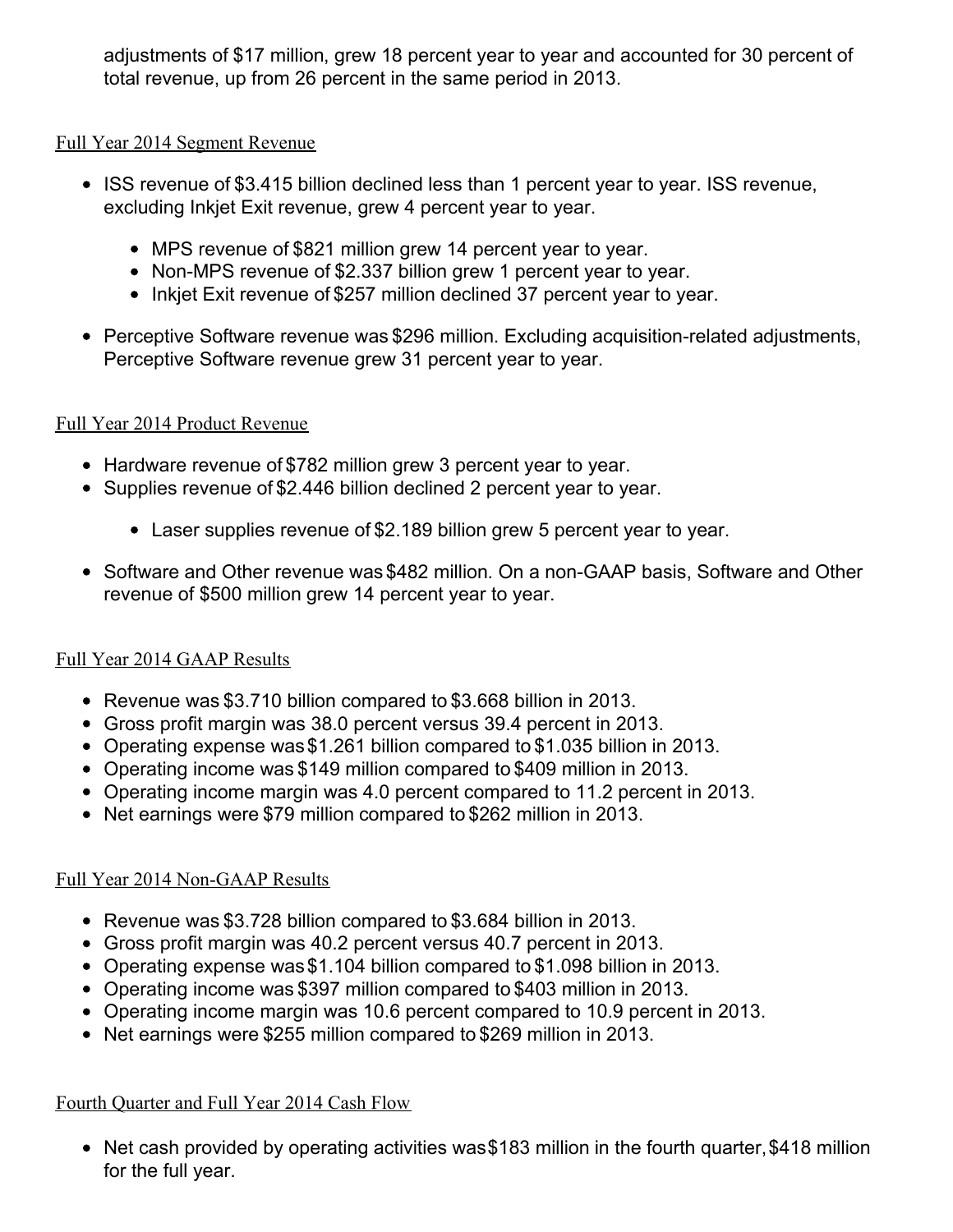adjustments of $17 million, grew 18 percent year to year and accounted for 30 percent of total revenue, up from 26 percent in the same period in 2013.

Full Year 2014 Segment Revenue

- ISS revenue of $3.415 billion declined less than 1 percent year to year. ISS revenue, excluding Inkjet Exit revenue, grew 4 percent year to year.
  - MPS revenue of $821 million grew 14 percent year to year.
  - Non-MPS revenue of $2.337 billion grew 1 percent year to year.
  - Inkjet Exit revenue of $257 million declined 37 percent year to year.
- Perceptive Software revenue was $296 million. Excluding acquisition-related adjustments, Perceptive Software revenue grew 31 percent year to year.

Full Year 2014 Product Revenue

- Hardware revenue of $782 million grew 3 percent year to year.
- Supplies revenue of $2.446 billion declined 2 percent year to year.
  - Laser supplies revenue of $2.189 billion grew 5 percent year to year.
- Software and Other revenue was $482 million. On a non-GAAP basis, Software and Other revenue of $500 million grew 14 percent year to year.

Full Year 2014 GAAP Results

- Revenue was $3.710 billion compared to $3.668 billion in 2013.
- Gross profit margin was 38.0 percent versus 39.4 percent in 2013.
- Operating expense was $1.261 billion compared to $1.035 billion in 2013.
- Operating income was $149 million compared to $409 million in 2013.
- Operating income margin was 4.0 percent compared to 11.2 percent in 2013.
- Net earnings were $79 million compared to $262 million in 2013.

Full Year 2014 Non-GAAP Results

- Revenue was $3.728 billion compared to $3.684 billion in 2013.
- Gross profit margin was 40.2 percent versus 40.7 percent in 2013.
- Operating expense was $1.104 billion compared to $1.098 billion in 2013.
- Operating income was $397 million compared to $403 million in 2013.
- Operating income margin was 10.6 percent compared to 10.9 percent in 2013.
- Net earnings were $255 million compared to $269 million in 2013.

Fourth Quarter and Full Year 2014 Cash Flow

- Net cash provided by operating activities was $183 million in the fourth quarter, $418 million for the full year.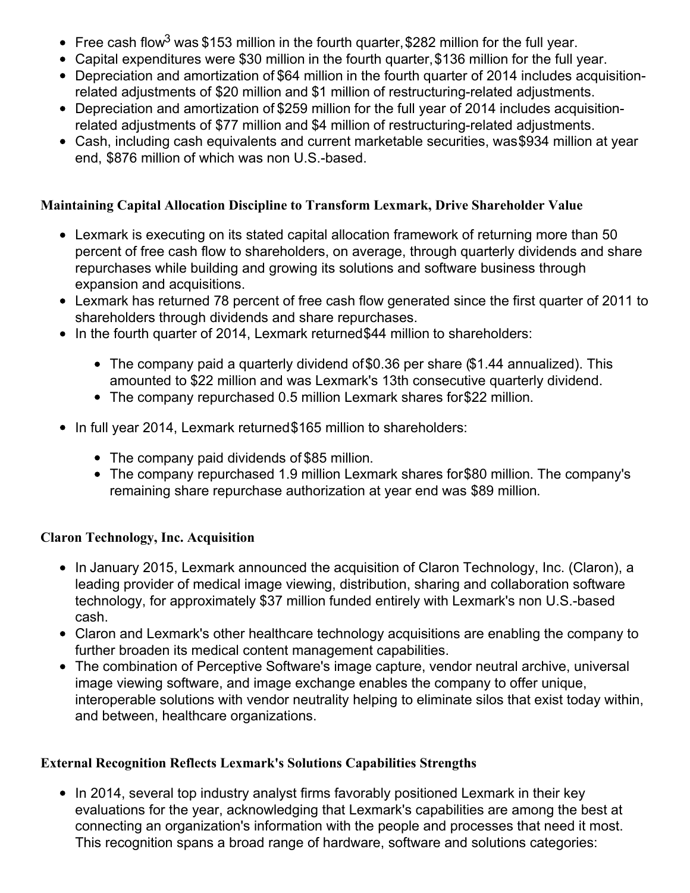- Free cash flow[3] was $153 million in the fourth quarter, $282 million for the full year.
- Capital expenditures were $30 million in the fourth quarter, $136 million for the full year.
- Depreciation and amortization of $64 million in the fourth quarter of 2014 includes acquisition-related adjustments of $20 million and $1 million of restructuring-related adjustments.
- Depreciation and amortization of $259 million for the full year of 2014 includes acquisition-related adjustments of $77 million and $4 million of restructuring-related adjustments.
- Cash, including cash equivalents and current marketable securities, was $934 million at year end, $876 million of which was non U.S.-based.

**Maintaining Capital Allocation Discipline to Transform Lexmark, Drive Shareholder Value**

- Lexmark is executing on its stated capital allocation framework of returning more than 50 percent of free cash flow to shareholders, on average, through quarterly dividends and share repurchases while building and growing its solutions and software business through expansion and acquisitions.
- Lexmark has returned 78 percent of free cash flow generated since the first quarter of 2011 to shareholders through dividends and share repurchases.
- In the fourth quarter of 2014, Lexmark returned $44 million to shareholders:
  - The company paid a quarterly dividend of $0.36 per share ($1.44 annualized). This amounted to $22 million and was Lexmark's 13th consecutive quarterly dividend.
  - The company repurchased 0.5 million Lexmark shares for $22 million.
- In full year 2014, Lexmark returned $165 million to shareholders:
  - The company paid dividends of $85 million.
  - The company repurchased 1.9 million Lexmark shares for $80 million. The company's remaining share repurchase authorization at year end was $89 million.

**Claron Technology, Inc. Acquisition**

- In January 2015, Lexmark announced the acquisition of Claron Technology, Inc. (Claron), a leading provider of medical image viewing, distribution, sharing and collaboration software technology, for approximately $37 million funded entirely with Lexmark's non U.S.-based cash.
- Claron and Lexmark's other healthcare technology acquisitions are enabling the company to further broaden its medical content management capabilities.
- The combination of Perceptive Software's image capture, vendor neutral archive, universal image viewing software, and image exchange enables the company to offer unique, interoperable solutions with vendor neutrality helping to eliminate silos that exist today within, and between, healthcare organizations.

**External Recognition Reflects Lexmark's Solutions Capabilities Strengths**

- In 2014, several top industry analyst firms favorably positioned Lexmark in their key evaluations for the year, acknowledging that Lexmark's capabilities are among the best at connecting an organization's information with the people and processes that need it most. This recognition spans a broad range of hardware, software and solutions categories: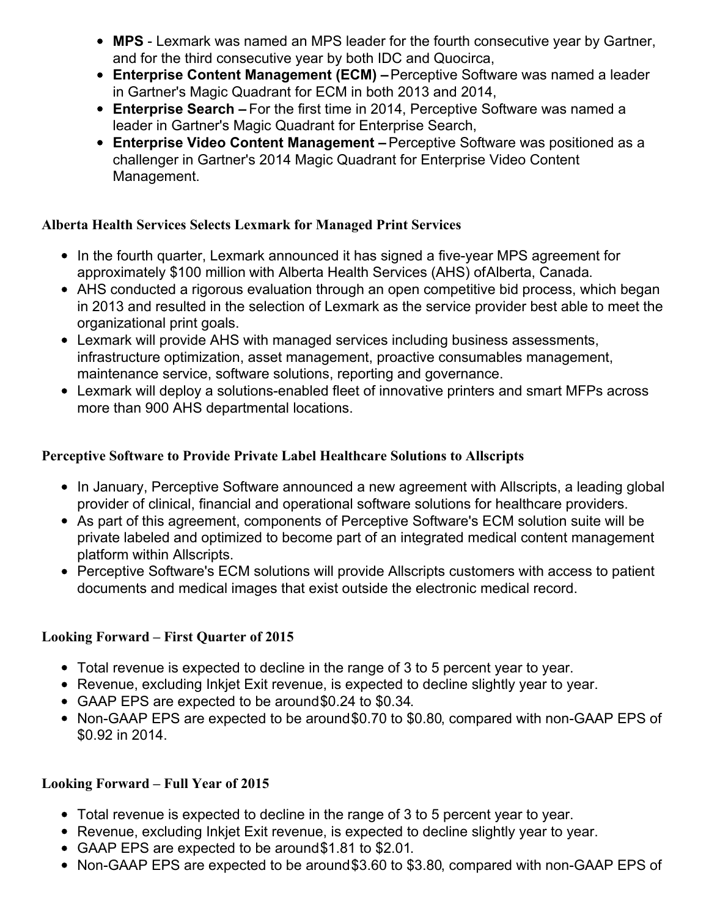- **MPS** - Lexmark was named an MPS leader for the fourth consecutive year by Gartner, and for the third consecutive year by both IDC and Quocirca,
- **Enterprise Content Management (ECM) –** Perceptive Software was named a leader in Gartner's Magic Quadrant for ECM in both 2013 and 2014,
- **Enterprise Search –** For the first time in 2014, Perceptive Software was named a leader in Gartner's Magic Quadrant for Enterprise Search,
- **Enterprise Video Content Management –** Perceptive Software was positioned as a challenger in Gartner's 2014 Magic Quadrant for Enterprise Video Content Management.

**Alberta Health Services Selects Lexmark for Managed Print Services**

- In the fourth quarter, Lexmark announced it has signed a five-year MPS agreement for approximately $100 million with Alberta Health Services (AHS) ofAlberta, Canada.
- AHS conducted a rigorous evaluation through an open competitive bid process, which began in 2013 and resulted in the selection of Lexmark as the service provider best able to meet the organizational print goals.
- Lexmark will provide AHS with managed services including business assessments, infrastructure optimization, asset management, proactive consumables management, maintenance service, software solutions, reporting and governance.
- Lexmark will deploy a solutions-enabled fleet of innovative printers and smart MFPs across more than 900 AHS departmental locations.

**Perceptive Software to Provide Private Label Healthcare Solutions to Allscripts**

- In January, Perceptive Software announced a new agreement with Allscripts, a leading global provider of clinical, financial and operational software solutions for healthcare providers.
- As part of this agreement, components of Perceptive Software's ECM solution suite will be private labeled and optimized to become part of an integrated medical content management platform within Allscripts.
- Perceptive Software's ECM solutions will provide Allscripts customers with access to patient documents and medical images that exist outside the electronic medical record.

**Looking Forward – First Quarter of 2015**

- Total revenue is expected to decline in the range of 3 to 5 percent year to year.
- Revenue, excluding Inkjet Exit revenue, is expected to decline slightly year to year.
- GAAP EPS are expected to be around$0.24 to $0.34.
- Non-GAAP EPS are expected to be around$0.70 to $0.80, compared with non-GAAP EPS of $0.92 in 2014.

**Looking Forward – Full Year of 2015**

- Total revenue is expected to decline in the range of 3 to 5 percent year to year.
- Revenue, excluding Inkjet Exit revenue, is expected to decline slightly year to year.
- GAAP EPS are expected to be around$1.81 to $2.01.
- Non-GAAP EPS are expected to be around$3.60 to $3.80, compared with non-GAAP EPS of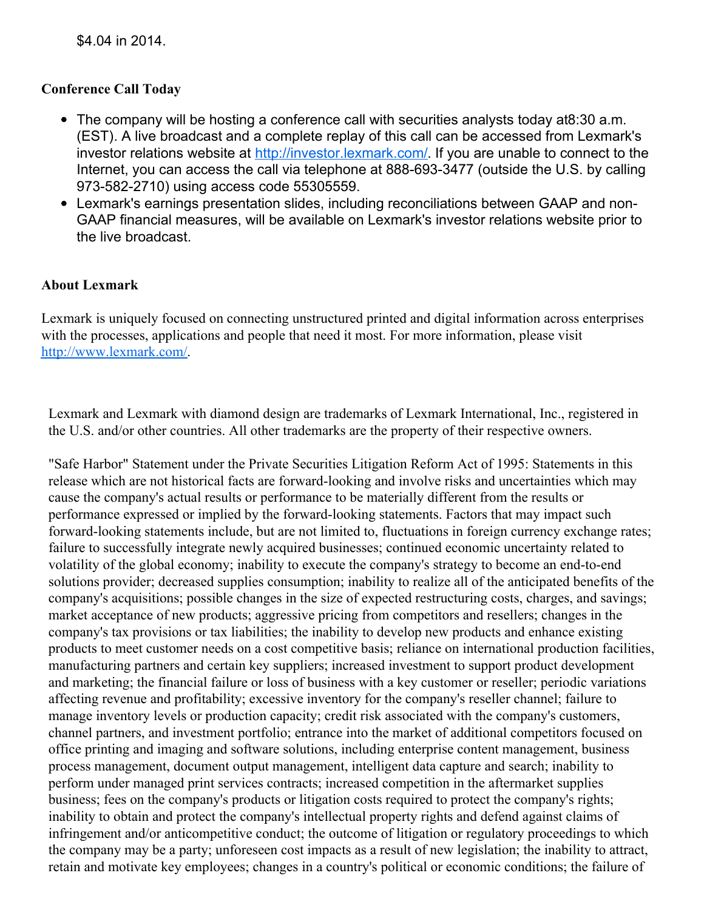$4.04 in 2014.

**Conference Call Today**

- The company will be hosting a conference call with securities analysts today at8:30 a.m. (EST). A live broadcast and a complete replay of this call can be accessed from Lexmark's investor relations website at http://investor.lexmark.com/. If you are unable to connect to the Internet, you can access the call via telephone at 888-693-3477 (outside the U.S. by calling 973-582-2710) using access code 55305559.
- Lexmark's earnings presentation slides, including reconciliations between GAAP and non-GAAP financial measures, will be available on Lexmark's investor relations website prior to the live broadcast.

**About Lexmark**

Lexmark is uniquely focused on connecting unstructured printed and digital information across enterprises with the processes, applications and people that need it most. For more information, please visit http://www.lexmark.com/.

Lexmark and Lexmark with diamond design are trademarks of Lexmark International, Inc., registered in the U.S. and/or other countries. All other trademarks are the property of their respective owners.

"Safe Harbor" Statement under the Private Securities Litigation Reform Act of 1995: Statements in this release which are not historical facts are forward-looking and involve risks and uncertainties which may cause the company's actual results or performance to be materially different from the results or performance expressed or implied by the forward-looking statements. Factors that may impact such forward-looking statements include, but are not limited to, fluctuations in foreign currency exchange rates; failure to successfully integrate newly acquired businesses; continued economic uncertainty related to volatility of the global economy; inability to execute the company's strategy to become an end-to-end solutions provider; decreased supplies consumption; inability to realize all of the anticipated benefits of the company's acquisitions; possible changes in the size of expected restructuring costs, charges, and savings; market acceptance of new products; aggressive pricing from competitors and resellers; changes in the company's tax provisions or tax liabilities; the inability to develop new products and enhance existing products to meet customer needs on a cost competitive basis; reliance on international production facilities, manufacturing partners and certain key suppliers; increased investment to support product development and marketing; the financial failure or loss of business with a key customer or reseller; periodic variations affecting revenue and profitability; excessive inventory for the company's reseller channel; failure to manage inventory levels or production capacity; credit risk associated with the company's customers, channel partners, and investment portfolio; entrance into the market of additional competitors focused on office printing and imaging and software solutions, including enterprise content management, business process management, document output management, intelligent data capture and search; inability to perform under managed print services contracts; increased competition in the aftermarket supplies business; fees on the company's products or litigation costs required to protect the company's rights; inability to obtain and protect the company's intellectual property rights and defend against claims of infringement and/or anticompetitive conduct; the outcome of litigation or regulatory proceedings to which the company may be a party; unforeseen cost impacts as a result of new legislation; the inability to attract, retain and motivate key employees; changes in a country's political or economic conditions; the failure of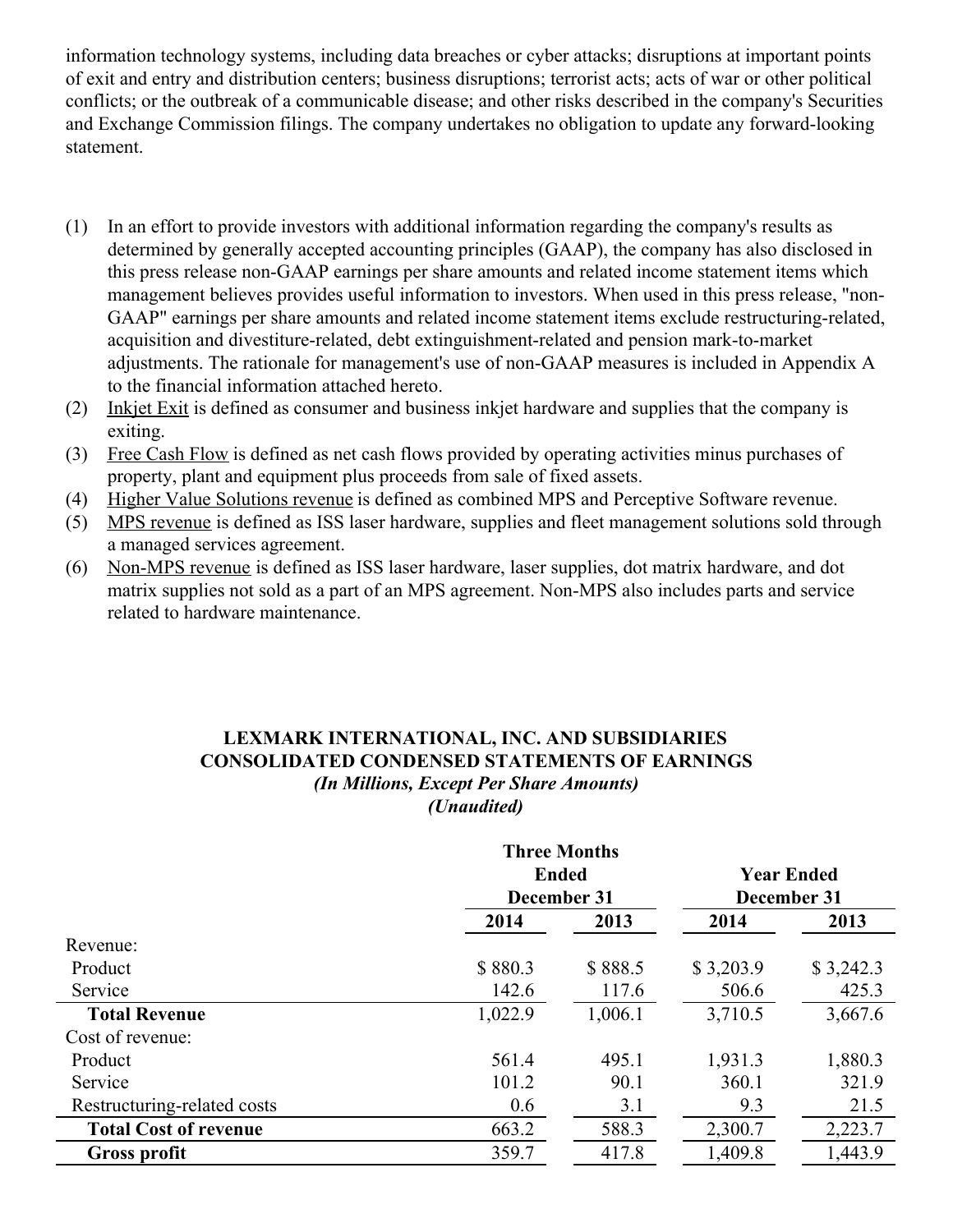information technology systems, including data breaches or cyber attacks; disruptions at important points of exit and entry and distribution centers; business disruptions; terrorist acts; acts of war or other political conflicts; or the outbreak of a communicable disease; and other risks described in the company's Securities and Exchange Commission filings. The company undertakes no obligation to update any forward-looking statement.

(1) In an effort to provide investors with additional information regarding the company's results as determined by generally accepted accounting principles (GAAP), the company has also disclosed in this press release non-GAAP earnings per share amounts and related income statement items which management believes provides useful information to investors. When used in this press release, "non-GAAP" earnings per share amounts and related income statement items exclude restructuring-related, acquisition and divestiture-related, debt extinguishment-related and pension mark-to-market adjustments. The rationale for management's use of non-GAAP measures is included in Appendix A to the financial information attached hereto.

(2) Inkjet Exit is defined as consumer and business inkjet hardware and supplies that the company is exiting.

(3) Free Cash Flow is defined as net cash flows provided by operating activities minus purchases of property, plant and equipment plus proceeds from sale of fixed assets.

(4) Higher Value Solutions revenue is defined as combined MPS and Perceptive Software revenue.

(5) MPS revenue is defined as ISS laser hardware, supplies and fleet management solutions sold through a managed services agreement.

(6) Non-MPS revenue is defined as ISS laser hardware, laser supplies, dot matrix hardware, and dot matrix supplies not sold as a part of an MPS agreement. Non-MPS also includes parts and service related to hardware maintenance.

**LEXMARK INTERNATIONAL, INC. AND SUBSIDIARIES**
**CONSOLIDATED CONDENSED STATEMENTS OF EARNINGS**
***(In Millions, Except Per Share Amounts)***
***(Unaudited)***

| | Three Months Ended December 31 | | Year Ended December 31 | |
|---|---|---|---|---|
| | **2014** | **2013** | **2014** | **2013** |
| Revenue: | | | | |
| Product | $ 880.3 | $ 888.5 | $ 3,203.9 | $ 3,242.3 |
| Service | 142.6 | 117.6 | 506.6 | 425.3 |
| **Total Revenue** | 1,022.9 | 1,006.1 | 3,710.5 | 3,667.6 |
| Cost of revenue: | | | | |
| Product | 561.4 | 495.1 | 1,931.3 | 1,880.3 |
| Service | 101.2 | 90.1 | 360.1 | 321.9 |
| Restructuring-related costs | 0.6 | 3.1 | 9.3 | 21.5 |
| **Total Cost of revenue** | 663.2 | 588.3 | 2,300.7 | 2,223.7 |
| **Gross profit** | 359.7 | 417.8 | 1,409.8 | 1,443.9 |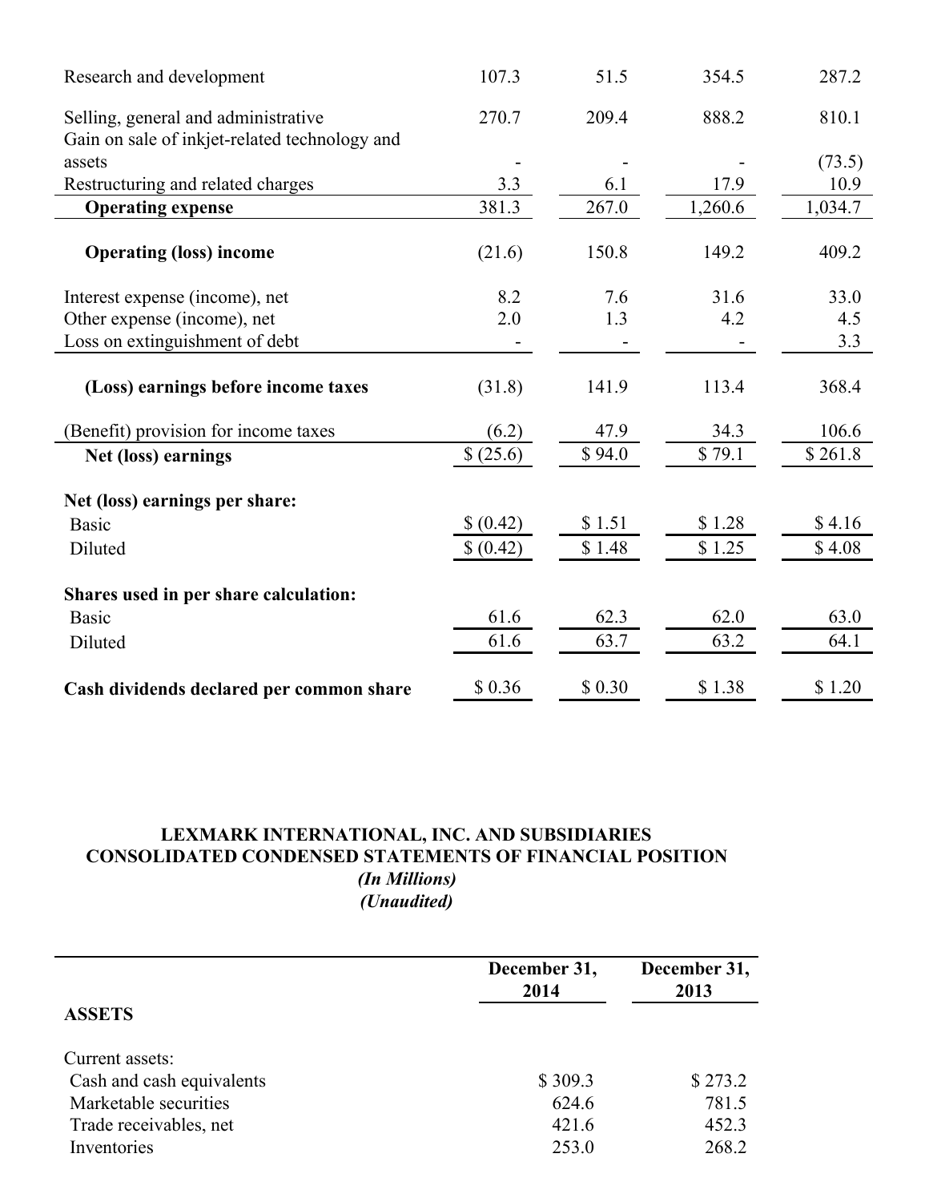| | | | | |
|---|---|---|---|---|
| Research and development | 107.3 | 51.5 | 354.5 | 287.2 |
| Selling, general and administrative | 270.7 | 209.4 | 888.2 | 810.1 |
| Gain on sale of inkjet-related technology and assets | - | - | - | (73.5) |
| Restructuring and related charges | 3.3 | 6.1 | 17.9 | 10.9 |
| **Operating expense** | 381.3 | 267.0 | 1,260.6 | 1,034.7 |
| **Operating (loss) income** | (21.6) | 150.8 | 149.2 | 409.2 |
| Interest expense (income), net | 8.2 | 7.6 | 31.6 | 33.0 |
| Other expense (income), net | 2.0 | 1.3 | 4.2 | 4.5 |
| Loss on extinguishment of debt | - | - | - | 3.3 |
| **(Loss) earnings before income taxes** | (31.8) | 141.9 | 113.4 | 368.4 |
| (Benefit) provision for income taxes | (6.2) | 47.9 | 34.3 | 106.6 |
| **Net (loss) earnings** | $ (25.6) | $ 94.0 | $ 79.1 | $ 261.8 |
| **Net (loss) earnings per share:** | | | | |
| Basic | $ (0.42) | $ 1.51 | $ 1.28 | $ 4.16 |
| Diluted | $ (0.42) | $ 1.48 | $ 1.25 | $ 4.08 |
| **Shares used in per share calculation:** | | | | |
| Basic | 61.6 | 62.3 | 62.0 | 63.0 |
| Diluted | 61.6 | 63.7 | 63.2 | 64.1 |
| **Cash dividends declared per common share** | $ 0.36 | $ 0.30 | $ 1.38 | $ 1.20 |

**LEXMARK INTERNATIONAL, INC. AND SUBSIDIARIES**
**CONSOLIDATED CONDENSED STATEMENTS OF FINANCIAL POSITION**
***(In Millions)***
***(Unaudited)***

| | December 31, 2014 | December 31, 2013 |
|---|---|---|
| **ASSETS** | | |
| Current assets: | | |
| Cash and cash equivalents | $ 309.3 | $ 273.2 |
| Marketable securities | 624.6 | 781.5 |
| Trade receivables, net | 421.6 | 452.3 |
| Inventories | 253.0 | 268.2 |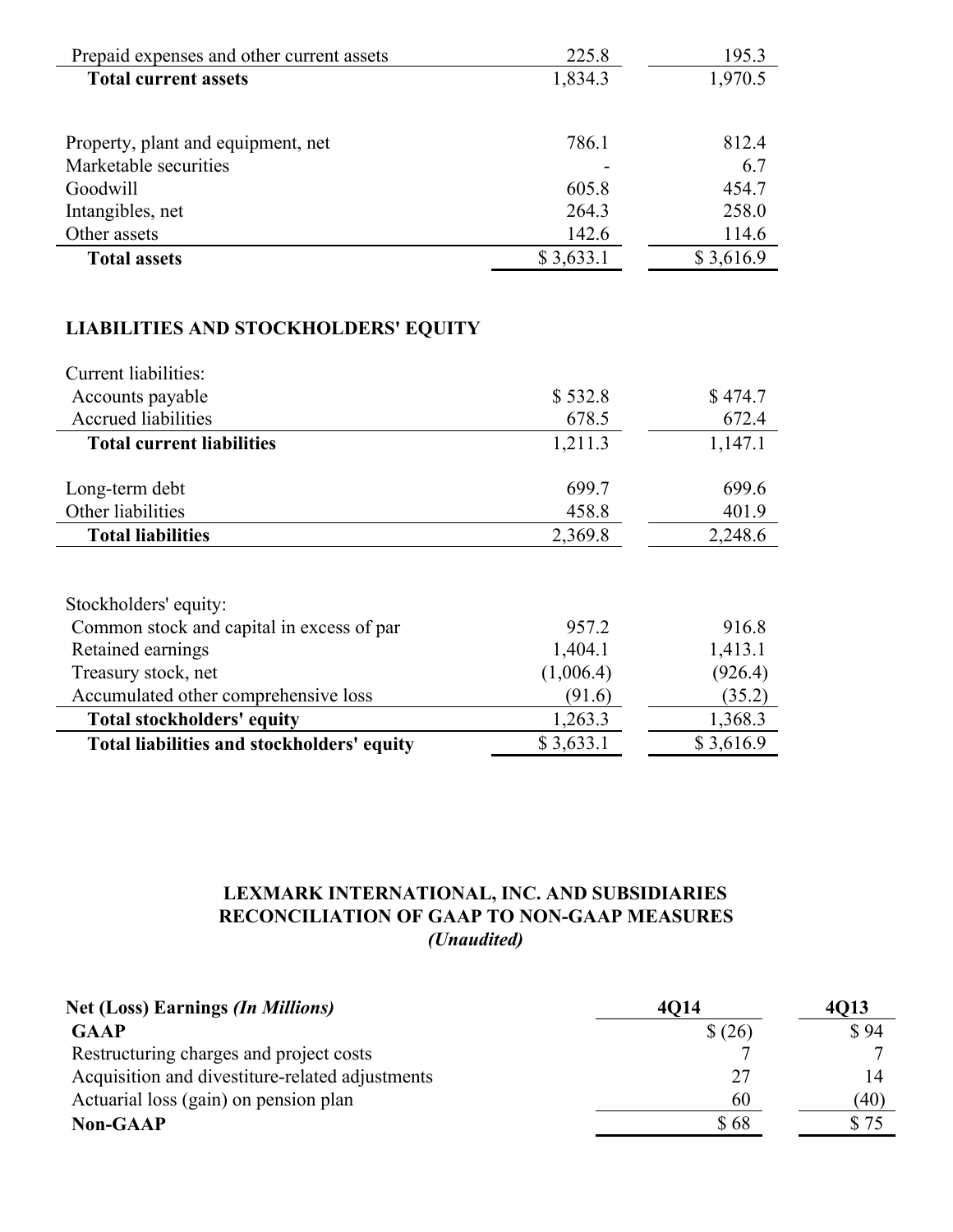| | | |
|---|---|---|
| Prepaid expenses and other current assets | 225.8 | 195.3 |
| **Total current assets** | 1,834.3 | 1,970.5 |
| | | |
| Property, plant and equipment, net | 786.1 | 812.4 |
| Marketable securities | - | 6.7 |
| Goodwill | 605.8 | 454.7 |
| Intangibles, net | 264.3 | 258.0 |
| Other assets | 142.6 | 114.6 |
| **Total assets** | $ 3,633.1 | $ 3,616.9 |

**LIABILITIES AND STOCKHOLDERS' EQUITY**

| | | |
|---|---|---|
| Current liabilities: | | |
| Accounts payable | $ 532.8 | $ 474.7 |
| Accrued liabilities | 678.5 | 672.4 |
| **Total current liabilities** | 1,211.3 | 1,147.1 |
| | | |
| Long-term debt | 699.7 | 699.6 |
| Other liabilities | 458.8 | 401.9 |
| **Total liabilities** | 2,369.8 | 2,248.6 |
| | | |
| Stockholders' equity: | | |
| Common stock and capital in excess of par | 957.2 | 916.8 |
| Retained earnings | 1,404.1 | 1,413.1 |
| Treasury stock, net | (1,006.4) | (926.4) |
| Accumulated other comprehensive loss | (91.6) | (35.2) |
| **Total stockholders' equity** | 1,263.3 | 1,368.3 |
| **Total liabilities and stockholders' equity** | $ 3,633.1 | $ 3,616.9 |

**LEXMARK INTERNATIONAL, INC. AND SUBSIDIARIES**
**RECONCILIATION OF GAAP TO NON-GAAP MEASURES**
***(Unaudited)***

| **Net (Loss) Earnings *(In Millions)*** | **4Q14** | **4Q13** |
|---|---|---|
| **GAAP** | $ (26) | $ 94 |
| Restructuring charges and project costs | 7 | 7 |
| Acquisition and divestiture-related adjustments | 27 | 14 |
| Actuarial loss (gain) on pension plan | 60 | (40) |
| **Non-GAAP** | $ 68 | $ 75 |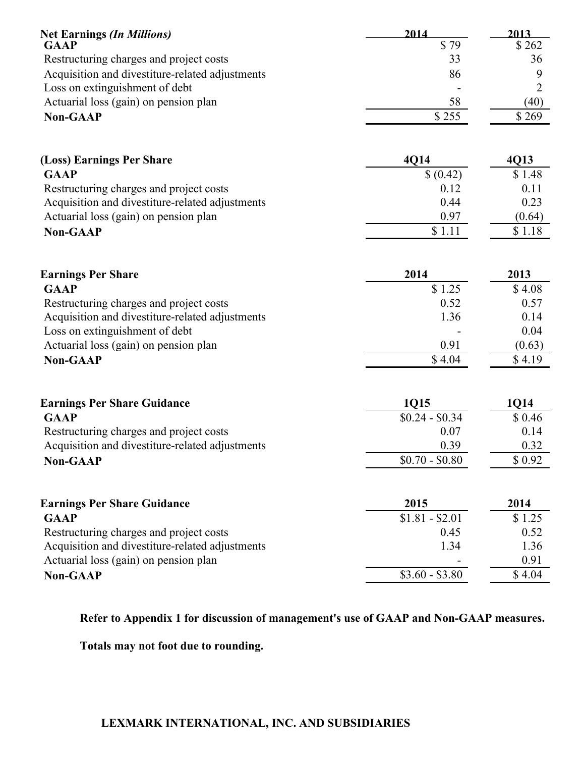| Net Earnings *(In Millions)* | 2014 | 2013 |
|---|---|---|
| **GAAP** | $ 79 | $ 262 |
| Restructuring charges and project costs | 33 | 36 |
| Acquisition and divestiture-related adjustments | 86 | 9 |
| Loss on extinguishment of debt | - | 2 |
| Actuarial loss (gain) on pension plan | 58 | (40) |
| **Non-GAAP** | $ 255 | $ 269 |

| (Loss) Earnings Per Share | 4Q14 | 4Q13 |
|---|---|---|
| **GAAP** | $ (0.42) | $ 1.48 |
| Restructuring charges and project costs | 0.12 | 0.11 |
| Acquisition and divestiture-related adjustments | 0.44 | 0.23 |
| Actuarial loss (gain) on pension plan | 0.97 | (0.64) |
| **Non-GAAP** | $ 1.11 | $ 1.18 |

| Earnings Per Share | 2014 | 2013 |
|---|---|---|
| **GAAP** | $ 1.25 | $ 4.08 |
| Restructuring charges and project costs | 0.52 | 0.57 |
| Acquisition and divestiture-related adjustments | 1.36 | 0.14 |
| Loss on extinguishment of debt | - | 0.04 |
| Actuarial loss (gain) on pension plan | 0.91 | (0.63) |
| **Non-GAAP** | $ 4.04 | $ 4.19 |

| Earnings Per Share Guidance | 1Q15 | 1Q14 |
|---|---|---|
| **GAAP** | $0.24 - $0.34 | $ 0.46 |
| Restructuring charges and project costs | 0.07 | 0.14 |
| Acquisition and divestiture-related adjustments | 0.39 | 0.32 |
| **Non-GAAP** | $0.70 - $0.80 | $ 0.92 |

| Earnings Per Share Guidance | 2015 | 2014 |
|---|---|---|
| **GAAP** | $1.81 - $2.01 | $ 1.25 |
| Restructuring charges and project costs | 0.45 | 0.52 |
| Acquisition and divestiture-related adjustments | 1.34 | 1.36 |
| Actuarial loss (gain) on pension plan | - | 0.91 |
| **Non-GAAP** | $3.60 - $3.80 | $ 4.04 |

**Refer to Appendix 1 for discussion of management's use of GAAP and Non-GAAP measures.**

**Totals may not foot due to rounding.**

**LEXMARK INTERNATIONAL, INC. AND SUBSIDIARIES**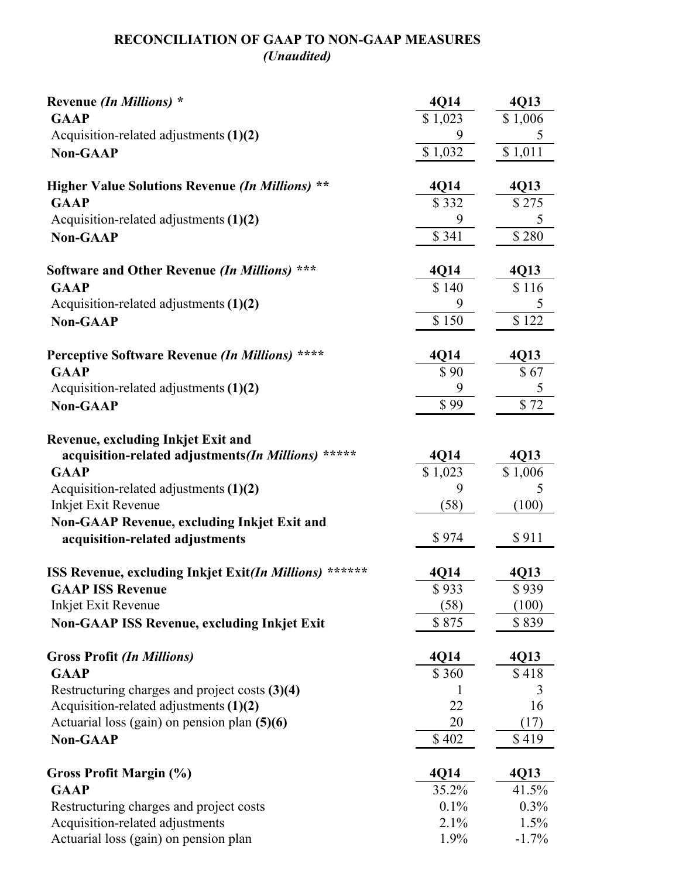## RECONCILIATION OF GAAP TO NON-GAAP MEASURES
*(Unaudited)*

| **Revenue** ***(In Millions)*** **\*** | **4Q14** | **4Q13** |
|---|---|---|
| **GAAP** | $ 1,023 | $ 1,006 |
| Acquisition-related adjustments **(1)(2)** | 9 | 5 |
| **Non-GAAP** | $ 1,032 | $ 1,011 |

| **Higher Value Solutions Revenue** ***(In Millions)*** **\*\*** | **4Q14** | **4Q13** |
|---|---|---|
| **GAAP** | $ 332 | $ 275 |
| Acquisition-related adjustments **(1)(2)** | 9 | 5 |
| **Non-GAAP** | $ 341 | $ 280 |

| **Software and Other Revenue** ***(In Millions)*** **\*\*\*** | **4Q14** | **4Q13** |
|---|---|---|
| **GAAP** | $ 140 | $ 116 |
| Acquisition-related adjustments **(1)(2)** | 9 | 5 |
| **Non-GAAP** | $ 150 | $ 122 |

| **Perceptive Software Revenue** ***(In Millions)*** **\*\*\*\*** | **4Q14** | **4Q13** |
|---|---|---|
| **GAAP** | $ 90 | $ 67 |
| Acquisition-related adjustments **(1)(2)** | 9 | 5 |
| **Non-GAAP** | $ 99 | $ 72 |

| **Revenue, excluding Inkjet Exit and acquisition-related adjustments** ***(In Millions)*** **\*\*\*\*\*** | **4Q14** | **4Q13** |
|---|---|---|
| **GAAP** | $ 1,023 | $ 1,006 |
| Acquisition-related adjustments **(1)(2)** | 9 | 5 |
| Inkjet Exit Revenue | (58) | (100) |
| **Non-GAAP Revenue, excluding Inkjet Exit and acquisition-related adjustments** | $ 974 | $ 911 |

| **ISS Revenue, excluding Inkjet Exit** ***(In Millions)*** **\*\*\*\*\*\*** | **4Q14** | **4Q13** |
|---|---|---|
| **GAAP ISS Revenue** | $ 933 | $ 939 |
| Inkjet Exit Revenue | (58) | (100) |
| **Non-GAAP ISS Revenue, excluding Inkjet Exit** | $ 875 | $ 839 |

| **Gross Profit** ***(In Millions)*** | **4Q14** | **4Q13** |
|---|---|---|
| **GAAP** | $ 360 | $ 418 |
| Restructuring charges and project costs **(3)(4)** | 1 | 3 |
| Acquisition-related adjustments **(1)(2)** | 22 | 16 |
| Actuarial loss (gain) on pension plan **(5)(6)** | 20 | (17) |
| **Non-GAAP** | $ 402 | $ 419 |

| **Gross Profit Margin (%)** | **4Q14** | **4Q13** |
|---|---|---|
| **GAAP** | 35.2% | 41.5% |
| Restructuring charges and project costs | 0.1% | 0.3% |
| Acquisition-related adjustments | 2.1% | 1.5% |
| Actuarial loss (gain) on pension plan | 1.9% | -1.7% |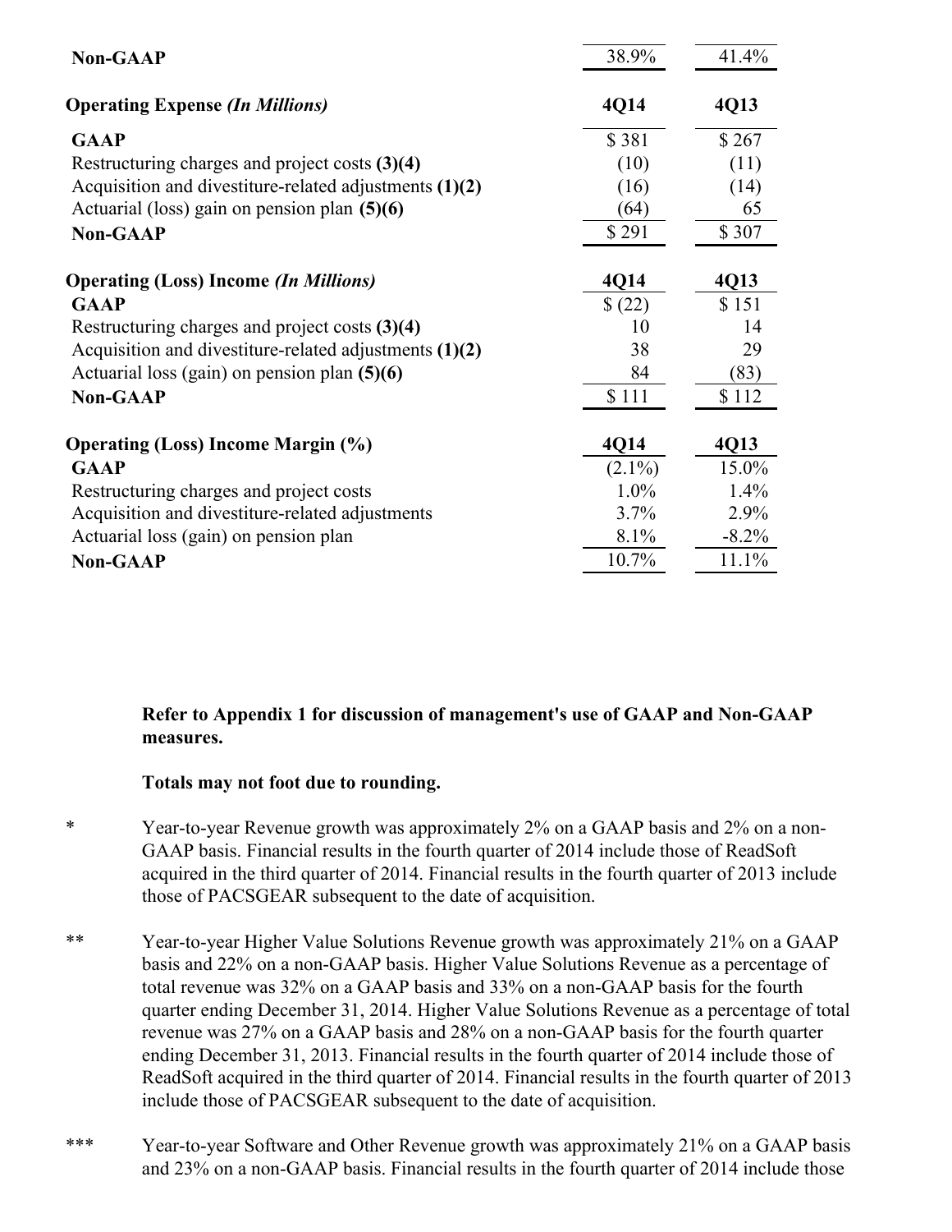| | | |
|---|---|---|
| **Non-GAAP** | 38.9% | 41.4% |

| **Operating Expense** *(In Millions)* | **4Q14** | **4Q13** |
|---|---|---|
| **GAAP** | $ 381 | $ 267 |
| Restructuring charges and project costs **(3)(4)** | (10) | (11) |
| Acquisition and divestiture-related adjustments **(1)(2)** | (16) | (14) |
| Actuarial (loss) gain on pension plan **(5)(6)** | (64) | 65 |
| **Non-GAAP** | $ 291 | $ 307 |

| **Operating (Loss) Income** *(In Millions)* | **4Q14** | **4Q13** |
|---|---|---|
| **GAAP** | $ (22) | $ 151 |
| Restructuring charges and project costs **(3)(4)** | 10 | 14 |
| Acquisition and divestiture-related adjustments **(1)(2)** | 38 | 29 |
| Actuarial loss (gain) on pension plan **(5)(6)** | 84 | (83) |
| **Non-GAAP** | $ 111 | $ 112 |

| **Operating (Loss) Income Margin (%)** | **4Q14** | **4Q13** |
|---|---|---|
| **GAAP** | (2.1%) | 15.0% |
| Restructuring charges and project costs | 1.0% | 1.4% |
| Acquisition and divestiture-related adjustments | 3.7% | 2.9% |
| Actuarial loss (gain) on pension plan | 8.1% | -8.2% |
| **Non-GAAP** | 10.7% | 11.1% |

**Refer to Appendix 1 for discussion of management's use of GAAP and Non-GAAP measures.**

**Totals may not foot due to rounding.**

\* Year-to-year Revenue growth was approximately 2% on a GAAP basis and 2% on a non-GAAP basis. Financial results in the fourth quarter of 2014 include those of ReadSoft acquired in the third quarter of 2014. Financial results in the fourth quarter of 2013 include those of PACSGEAR subsequent to the date of acquisition.

\*\* Year-to-year Higher Value Solutions Revenue growth was approximately 21% on a GAAP basis and 22% on a non-GAAP basis. Higher Value Solutions Revenue as a percentage of total revenue was 32% on a GAAP basis and 33% on a non-GAAP basis for the fourth quarter ending December 31, 2014. Higher Value Solutions Revenue as a percentage of total revenue was 27% on a GAAP basis and 28% on a non-GAAP basis for the fourth quarter ending December 31, 2013. Financial results in the fourth quarter of 2014 include those of ReadSoft acquired in the third quarter of 2014. Financial results in the fourth quarter of 2013 include those of PACSGEAR subsequent to the date of acquisition.

\*\*\* Year-to-year Software and Other Revenue growth was approximately 21% on a GAAP basis and 23% on a non-GAAP basis. Financial results in the fourth quarter of 2014 include those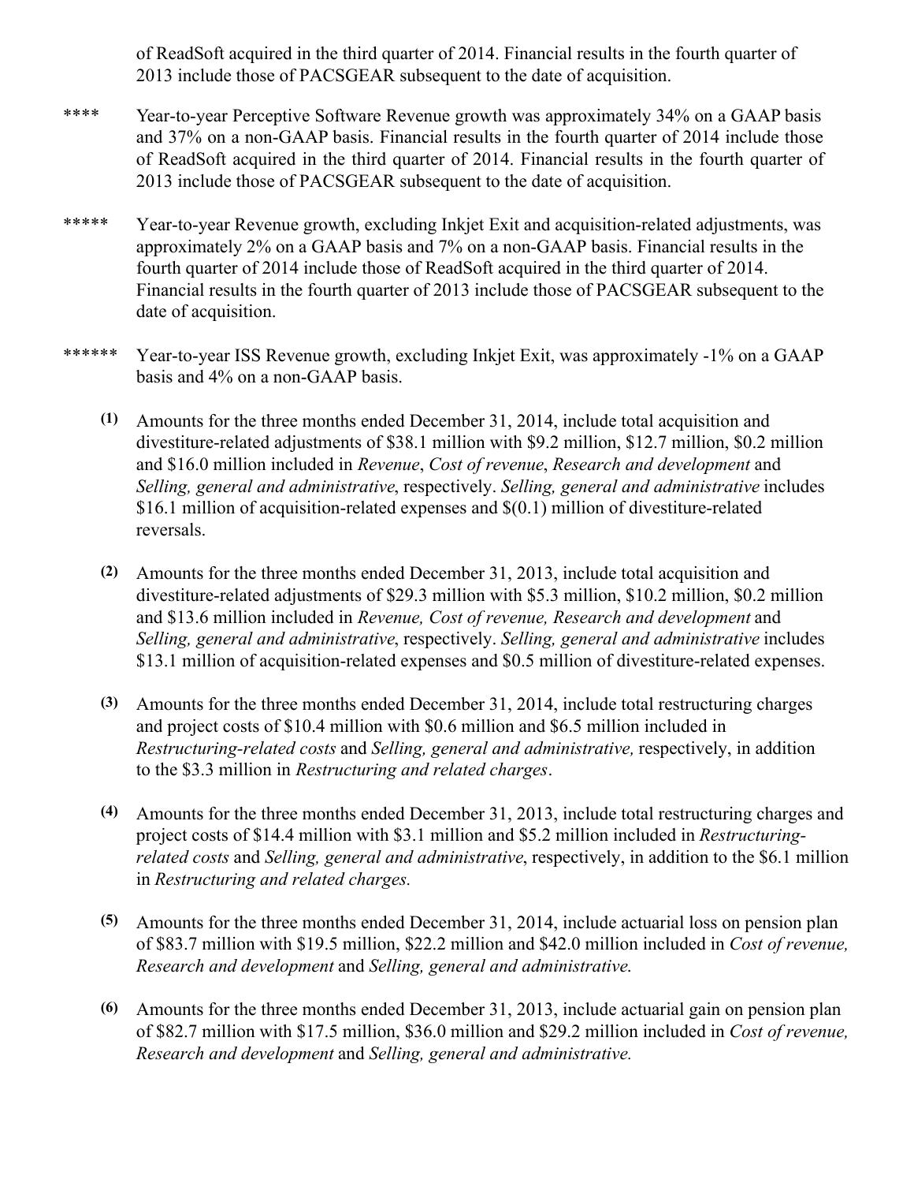of ReadSoft acquired in the third quarter of 2014. Financial results in the fourth quarter of 2013 include those of PACSGEAR subsequent to the date of acquisition.

**** Year-to-year Perceptive Software Revenue growth was approximately 34% on a GAAP basis and 37% on a non-GAAP basis. Financial results in the fourth quarter of 2014 include those of ReadSoft acquired in the third quarter of 2014. Financial results in the fourth quarter of 2013 include those of PACSGEAR subsequent to the date of acquisition.

***** Year-to-year Revenue growth, excluding Inkjet Exit and acquisition-related adjustments, was approximately 2% on a GAAP basis and 7% on a non-GAAP basis. Financial results in the fourth quarter of 2014 include those of ReadSoft acquired in the third quarter of 2014. Financial results in the fourth quarter of 2013 include those of PACSGEAR subsequent to the date of acquisition.

****** Year-to-year ISS Revenue growth, excluding Inkjet Exit, was approximately -1% on a GAAP basis and 4% on a non-GAAP basis.

**(1)** Amounts for the three months ended December 31, 2014, include total acquisition and divestiture-related adjustments of $38.1 million with $9.2 million, $12.7 million, $0.2 million and $16.0 million included in *Revenue*, *Cost of revenue*, *Research and development* and *Selling, general and administrative*, respectively. *Selling, general and administrative* includes $16.1 million of acquisition-related expenses and $(0.1) million of divestiture-related reversals.

**(2)** Amounts for the three months ended December 31, 2013, include total acquisition and divestiture-related adjustments of $29.3 million with $5.3 million, $10.2 million, $0.2 million and $13.6 million included in *Revenue, Cost of revenue, Research and development* and *Selling, general and administrative*, respectively. *Selling, general and administrative* includes $13.1 million of acquisition-related expenses and $0.5 million of divestiture-related expenses.

**(3)** Amounts for the three months ended December 31, 2014, include total restructuring charges and project costs of $10.4 million with $0.6 million and $6.5 million included in *Restructuring-related costs* and *Selling, general and administrative,* respectively, in addition to the $3.3 million in *Restructuring and related charges*.

**(4)** Amounts for the three months ended December 31, 2013, include total restructuring charges and project costs of $14.4 million with $3.1 million and $5.2 million included in *Restructuring-related costs* and *Selling, general and administrative*, respectively, in addition to the $6.1 million in *Restructuring and related charges.*

**(5)** Amounts for the three months ended December 31, 2014, include actuarial loss on pension plan of $83.7 million with $19.5 million, $22.2 million and $42.0 million included in *Cost of revenue, Research and development* and *Selling, general and administrative.*

**(6)** Amounts for the three months ended December 31, 2013, include actuarial gain on pension plan of $82.7 million with $17.5 million, $36.0 million and $29.2 million included in *Cost of revenue, Research and development* and *Selling, general and administrative.*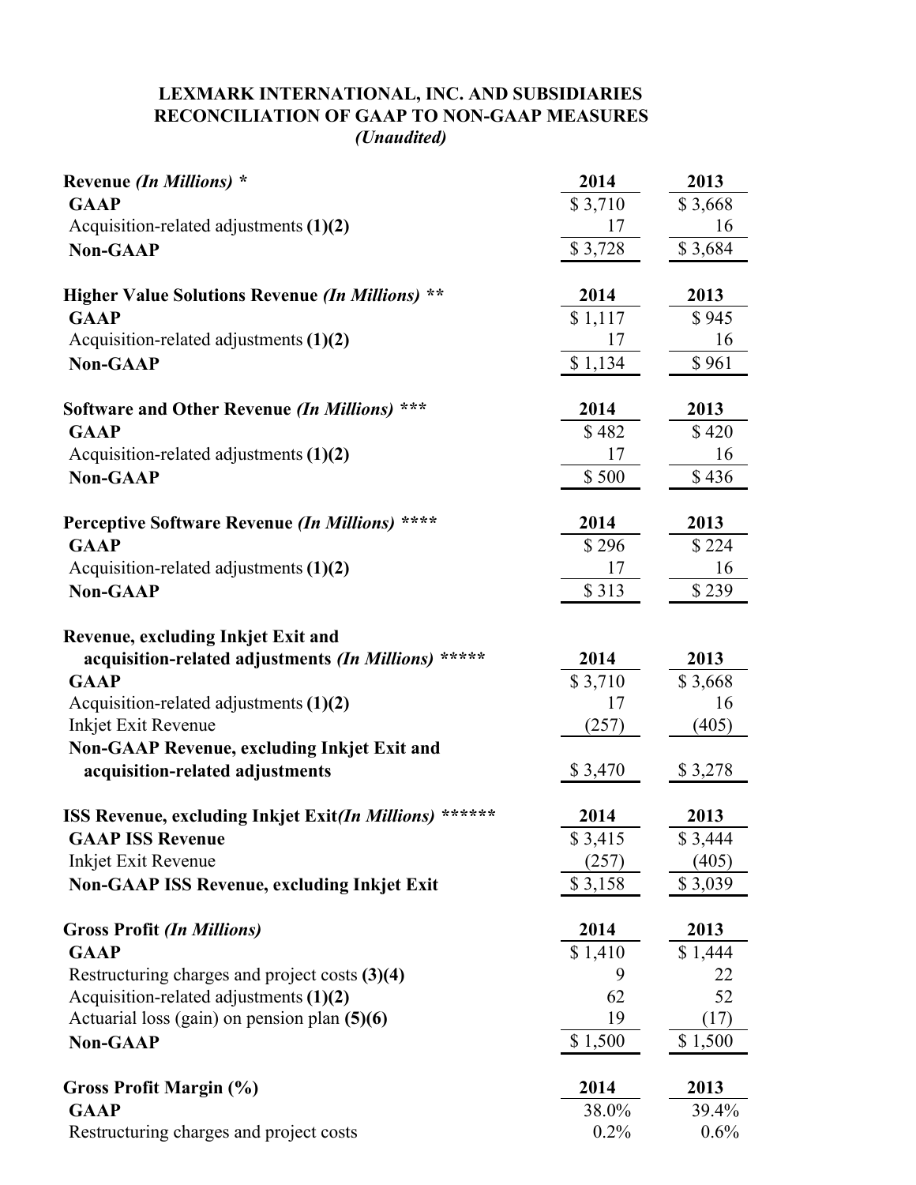**LEXMARK INTERNATIONAL, INC. AND SUBSIDIARIES**
**RECONCILIATION OF GAAP TO NON-GAAP MEASURES**
***(Unaudited)***

| **Revenue *(In Millions)* *** | **2014** | **2013** |
|---|---|---|
| **GAAP** | $ 3,710 | $ 3,668 |
| Acquisition-related adjustments **(1)(2)** | 17 | 16 |
| **Non-GAAP** | $ 3,728 | $ 3,684 |

| **Higher Value Solutions Revenue *(In Millions)* **** | **2014** | **2013** |
|---|---|---|
| **GAAP** | $ 1,117 | $ 945 |
| Acquisition-related adjustments **(1)(2)** | 17 | 16 |
| **Non-GAAP** | $ 1,134 | $ 961 |

| **Software and Other Revenue *(In Millions)* ***** | **2014** | **2013** |
|---|---|---|
| **GAAP** | $ 482 | $ 420 |
| Acquisition-related adjustments **(1)(2)** | 17 | 16 |
| **Non-GAAP** | $ 500 | $ 436 |

| **Perceptive Software Revenue *(In Millions)* ****** | **2014** | **2013** |
|---|---|---|
| **GAAP** | $ 296 | $ 224 |
| Acquisition-related adjustments **(1)(2)** | 17 | 16 |
| **Non-GAAP** | $ 313 | $ 239 |

| **Revenue, excluding Inkjet Exit and acquisition-related adjustments *(In Millions)* ******* | **2014** | **2013** |
|---|---|---|
| **GAAP** | $ 3,710 | $ 3,668 |
| Acquisition-related adjustments **(1)(2)** | 17 | 16 |
| Inkjet Exit Revenue | (257) | (405) |
| **Non-GAAP Revenue, excluding Inkjet Exit and acquisition-related adjustments** | $ 3,470 | $ 3,278 |

| **ISS Revenue, excluding Inkjet Exit *(In Millions)* ******** | **2014** | **2013** |
|---|---|---|
| **GAAP ISS Revenue** | $ 3,415 | $ 3,444 |
| Inkjet Exit Revenue | (257) | (405) |
| **Non-GAAP ISS Revenue, excluding Inkjet Exit** | $ 3,158 | $ 3,039 |

| **Gross Profit *(In Millions)*** | **2014** | **2013** |
|---|---|---|
| **GAAP** | $ 1,410 | $ 1,444 |
| Restructuring charges and project costs **(3)(4)** | 9 | 22 |
| Acquisition-related adjustments **(1)(2)** | 62 | 52 |
| Actuarial loss (gain) on pension plan **(5)(6)** | 19 | (17) |
| **Non-GAAP** | $ 1,500 | $ 1,500 |

| **Gross Profit Margin (%)** | **2014** | **2013** |
|---|---|---|
| **GAAP** | 38.0% | 39.4% |
| Restructuring charges and project costs | 0.2% | 0.6% |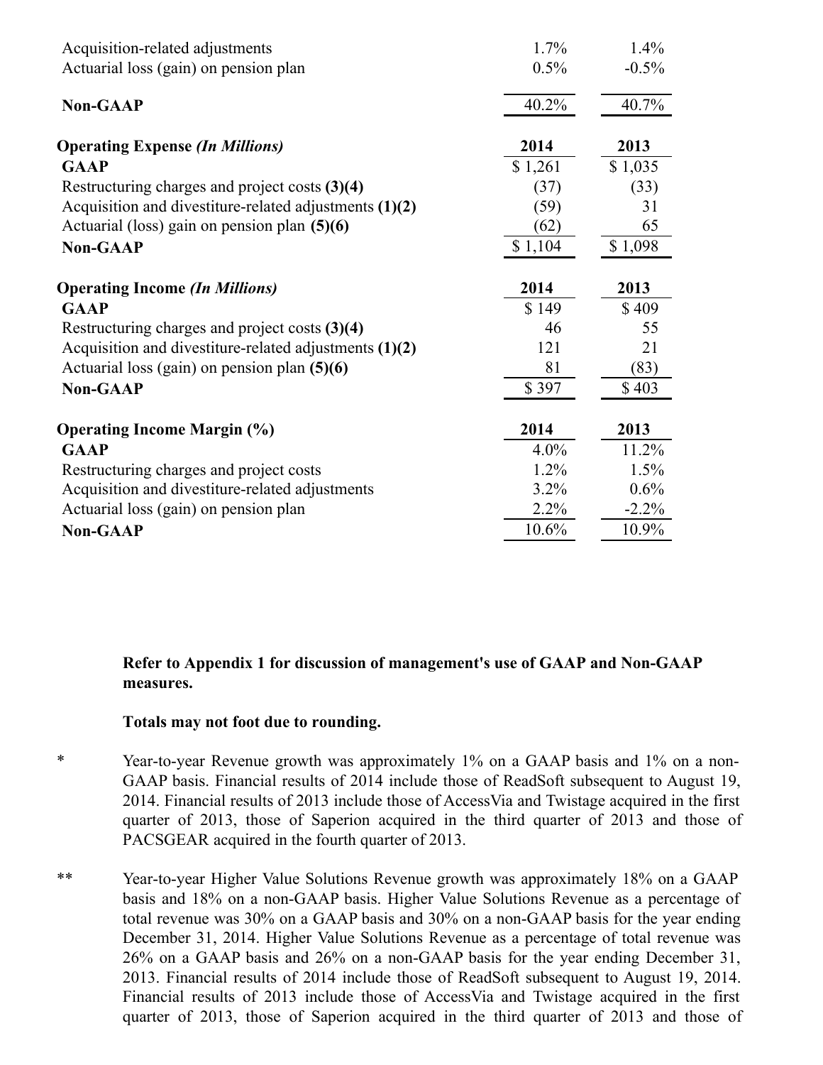| | | |
|---|---|---|
| Acquisition-related adjustments | 1.7% | 1.4% |
| Actuarial loss (gain) on pension plan | 0.5% | -0.5% |
| **Non-GAAP** | 40.2% | 40.7% |

| **Operating Expense *(In Millions)*** | **2014** | **2013** |
|---|---|---|
| **GAAP** | $ 1,261 | $ 1,035 |
| Restructuring charges and project costs **(3)(4)** | (37) | (33) |
| Acquisition and divestiture-related adjustments **(1)(2)** | (59) | 31 |
| Actuarial (loss) gain on pension plan **(5)(6)** | (62) | 65 |
| **Non-GAAP** | $ 1,104 | $ 1,098 |

| **Operating Income *(In Millions)*** | **2014** | **2013** |
|---|---|---|
| **GAAP** | $ 149 | $ 409 |
| Restructuring charges and project costs **(3)(4)** | 46 | 55 |
| Acquisition and divestiture-related adjustments **(1)(2)** | 121 | 21 |
| Actuarial loss (gain) on pension plan **(5)(6)** | 81 | (83) |
| **Non-GAAP** | $ 397 | $ 403 |

| **Operating Income Margin (%)** | **2014** | **2013** |
|---|---|---|
| **GAAP** | 4.0% | 11.2% |
| Restructuring charges and project costs | 1.2% | 1.5% |
| Acquisition and divestiture-related adjustments | 3.2% | 0.6% |
| Actuarial loss (gain) on pension plan | 2.2% | -2.2% |
| **Non-GAAP** | 10.6% | 10.9% |

**Refer to Appendix 1 for discussion of management's use of GAAP and Non-GAAP measures.**

**Totals may not foot due to rounding.**

* Year-to-year Revenue growth was approximately 1% on a GAAP basis and 1% on a non-GAAP basis. Financial results of 2014 include those of ReadSoft subsequent to August 19, 2014. Financial results of 2013 include those of AccessVia and Twistage acquired in the first quarter of 2013, those of Saperion acquired in the third quarter of 2013 and those of PACSGEAR acquired in the fourth quarter of 2013.

** Year-to-year Higher Value Solutions Revenue growth was approximately 18% on a GAAP basis and 18% on a non-GAAP basis. Higher Value Solutions Revenue as a percentage of total revenue was 30% on a GAAP basis and 30% on a non-GAAP basis for the year ending December 31, 2014. Higher Value Solutions Revenue as a percentage of total revenue was 26% on a GAAP basis and 26% on a non-GAAP basis for the year ending December 31, 2013. Financial results of 2014 include those of ReadSoft subsequent to August 19, 2014. Financial results of 2013 include those of AccessVia and Twistage acquired in the first quarter of 2013, those of Saperion acquired in the third quarter of 2013 and those of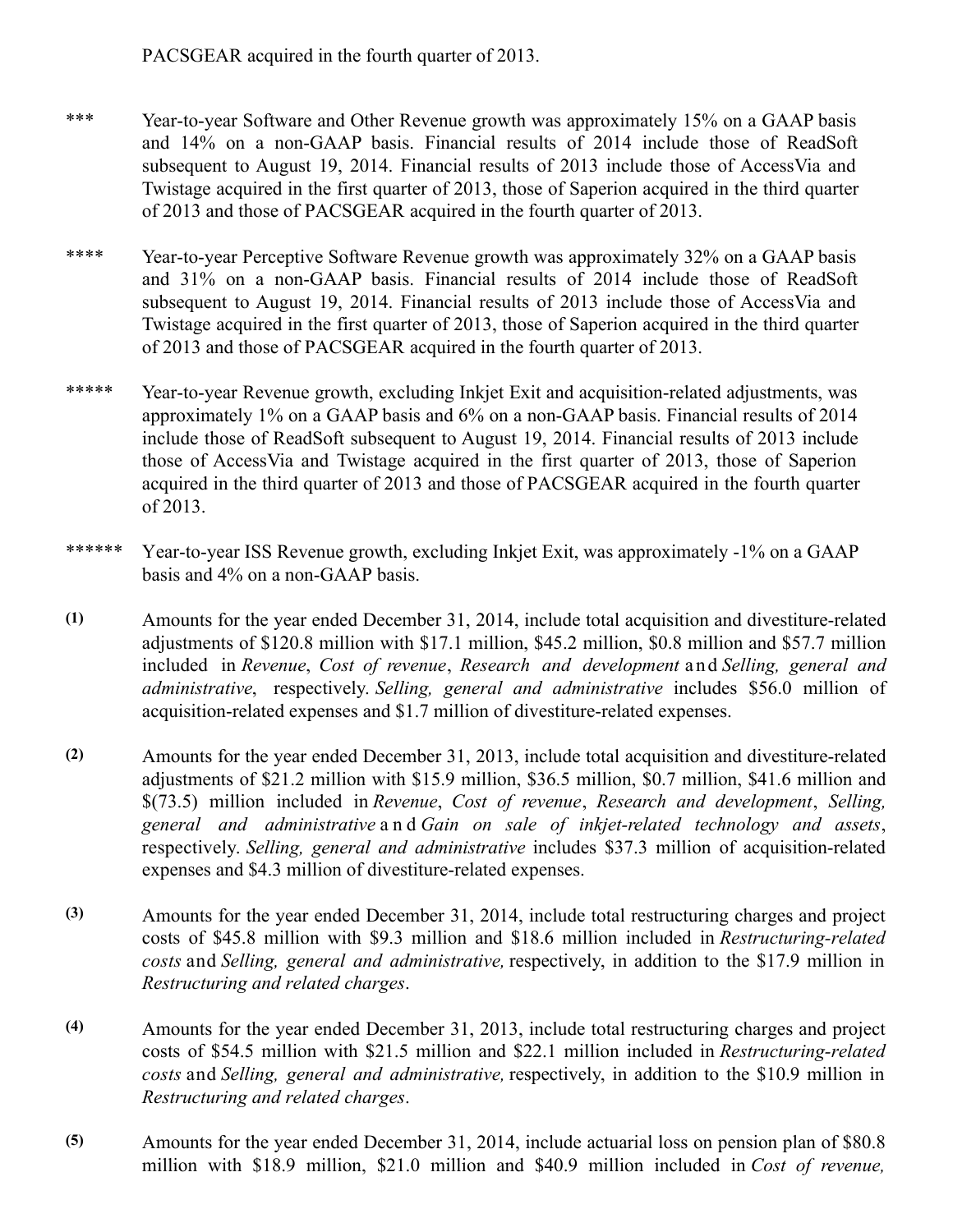PACSGEAR acquired in the fourth quarter of 2013.

*** Year-to-year Software and Other Revenue growth was approximately 15% on a GAAP basis and 14% on a non-GAAP basis. Financial results of 2014 include those of ReadSoft subsequent to August 19, 2014. Financial results of 2013 include those of AccessVia and Twistage acquired in the first quarter of 2013, those of Saperion acquired in the third quarter of 2013 and those of PACSGEAR acquired in the fourth quarter of 2013.

**** Year-to-year Perceptive Software Revenue growth was approximately 32% on a GAAP basis and 31% on a non-GAAP basis. Financial results of 2014 include those of ReadSoft subsequent to August 19, 2014. Financial results of 2013 include those of AccessVia and Twistage acquired in the first quarter of 2013, those of Saperion acquired in the third quarter of 2013 and those of PACSGEAR acquired in the fourth quarter of 2013.

***** Year-to-year Revenue growth, excluding Inkjet Exit and acquisition-related adjustments, was approximately 1% on a GAAP basis and 6% on a non-GAAP basis. Financial results of 2014 include those of ReadSoft subsequent to August 19, 2014. Financial results of 2013 include those of AccessVia and Twistage acquired in the first quarter of 2013, those of Saperion acquired in the third quarter of 2013 and those of PACSGEAR acquired in the fourth quarter of 2013.

****** Year-to-year ISS Revenue growth, excluding Inkjet Exit, was approximately -1% on a GAAP basis and 4% on a non-GAAP basis.

(1) Amounts for the year ended December 31, 2014, include total acquisition and divestiture-related adjustments of $120.8 million with $17.1 million, $45.2 million, $0.8 million and $57.7 million included in *Revenue*, *Cost of revenue*, *Research and development* and *Selling, general and administrative*, respectively. *Selling, general and administrative* includes $56.0 million of acquisition-related expenses and $1.7 million of divestiture-related expenses.

(2) Amounts for the year ended December 31, 2013, include total acquisition and divestiture-related adjustments of $21.2 million with $15.9 million, $36.5 million, $0.7 million, $41.6 million and $(73.5) million included in *Revenue*, *Cost of revenue*, *Research and development*, *Selling, general and administrative* and *Gain on sale of inkjet-related technology and assets*, respectively. *Selling, general and administrative* includes $37.3 million of acquisition-related expenses and $4.3 million of divestiture-related expenses.

(3) Amounts for the year ended December 31, 2014, include total restructuring charges and project costs of $45.8 million with $9.3 million and $18.6 million included in *Restructuring-related costs* and *Selling, general and administrative,* respectively, in addition to the $17.9 million in *Restructuring and related charges*.

(4) Amounts for the year ended December 31, 2013, include total restructuring charges and project costs of $54.5 million with $21.5 million and $22.1 million included in *Restructuring-related costs* and *Selling, general and administrative,* respectively, in addition to the $10.9 million in *Restructuring and related charges*.

(5) Amounts for the year ended December 31, 2014, include actuarial loss on pension plan of $80.8 million with $18.9 million, $21.0 million and $40.9 million included in *Cost of revenue,*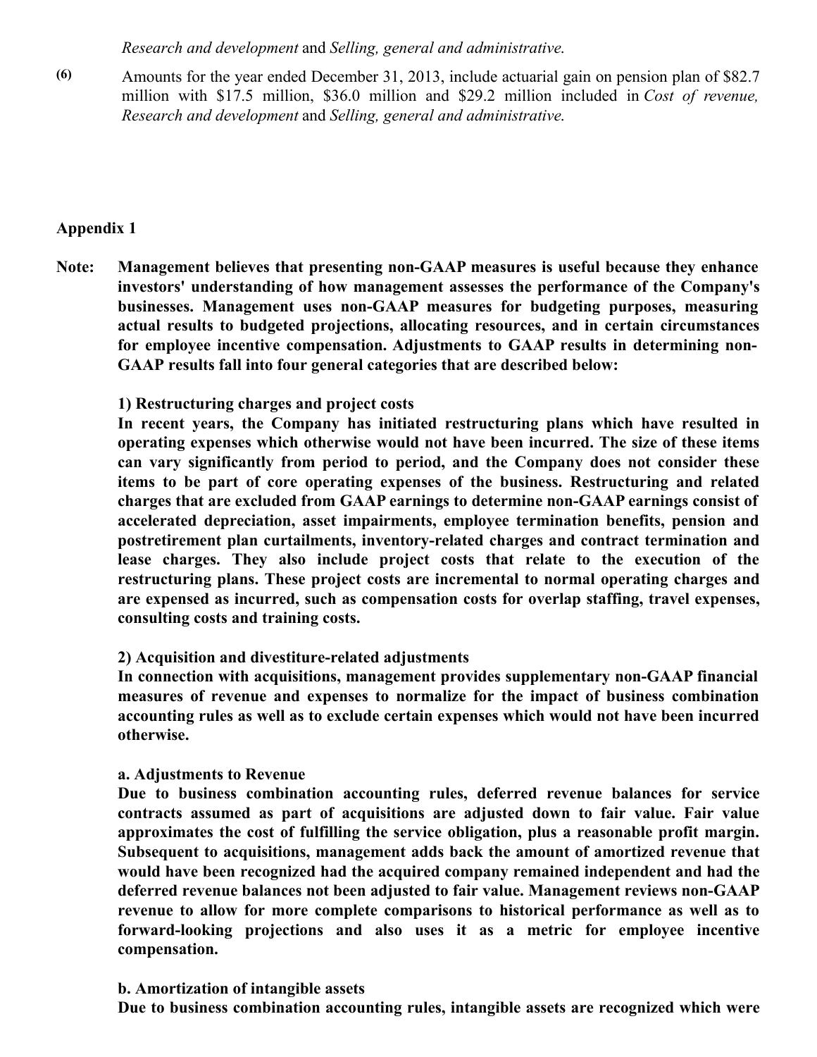*Research and development* and *Selling, general and administrative.*

(6) Amounts for the year ended December 31, 2013, include actuarial gain on pension plan of $82.7 million with $17.5 million, $36.0 million and $29.2 million included in *Cost of revenue, Research and development* and *Selling, general and administrative.*

## Appendix 1

**Note: Management believes that presenting non-GAAP measures is useful because they enhance investors' understanding of how management assesses the performance of the Company's businesses. Management uses non-GAAP measures for budgeting purposes, measuring actual results to budgeted projections, allocating resources, and in certain circumstances for employee incentive compensation. Adjustments to GAAP results in determining non-GAAP results fall into four general categories that are described below:**

**1) Restructuring charges and project costs**

**In recent years, the Company has initiated restructuring plans which have resulted in operating expenses which otherwise would not have been incurred. The size of these items can vary significantly from period to period, and the Company does not consider these items to be part of core operating expenses of the business. Restructuring and related charges that are excluded from GAAP earnings to determine non-GAAP earnings consist of accelerated depreciation, asset impairments, employee termination benefits, pension and postretirement plan curtailments, inventory-related charges and contract termination and lease charges. They also include project costs that relate to the execution of the restructuring plans. These project costs are incremental to normal operating charges and are expensed as incurred, such as compensation costs for overlap staffing, travel expenses, consulting costs and training costs.**

**2) Acquisition and divestiture-related adjustments**

**In connection with acquisitions, management provides supplementary non-GAAP financial measures of revenue and expenses to normalize for the impact of business combination accounting rules as well as to exclude certain expenses which would not have been incurred otherwise.**

**a. Adjustments to Revenue**

**Due to business combination accounting rules, deferred revenue balances for service contracts assumed as part of acquisitions are adjusted down to fair value. Fair value approximates the cost of fulfilling the service obligation, plus a reasonable profit margin. Subsequent to acquisitions, management adds back the amount of amortized revenue that would have been recognized had the acquired company remained independent and had the deferred revenue balances not been adjusted to fair value. Management reviews non-GAAP revenue to allow for more complete comparisons to historical performance as well as to forward-looking projections and also uses it as a metric for employee incentive compensation.**

**b. Amortization of intangible assets**

**Due to business combination accounting rules, intangible assets are recognized which were**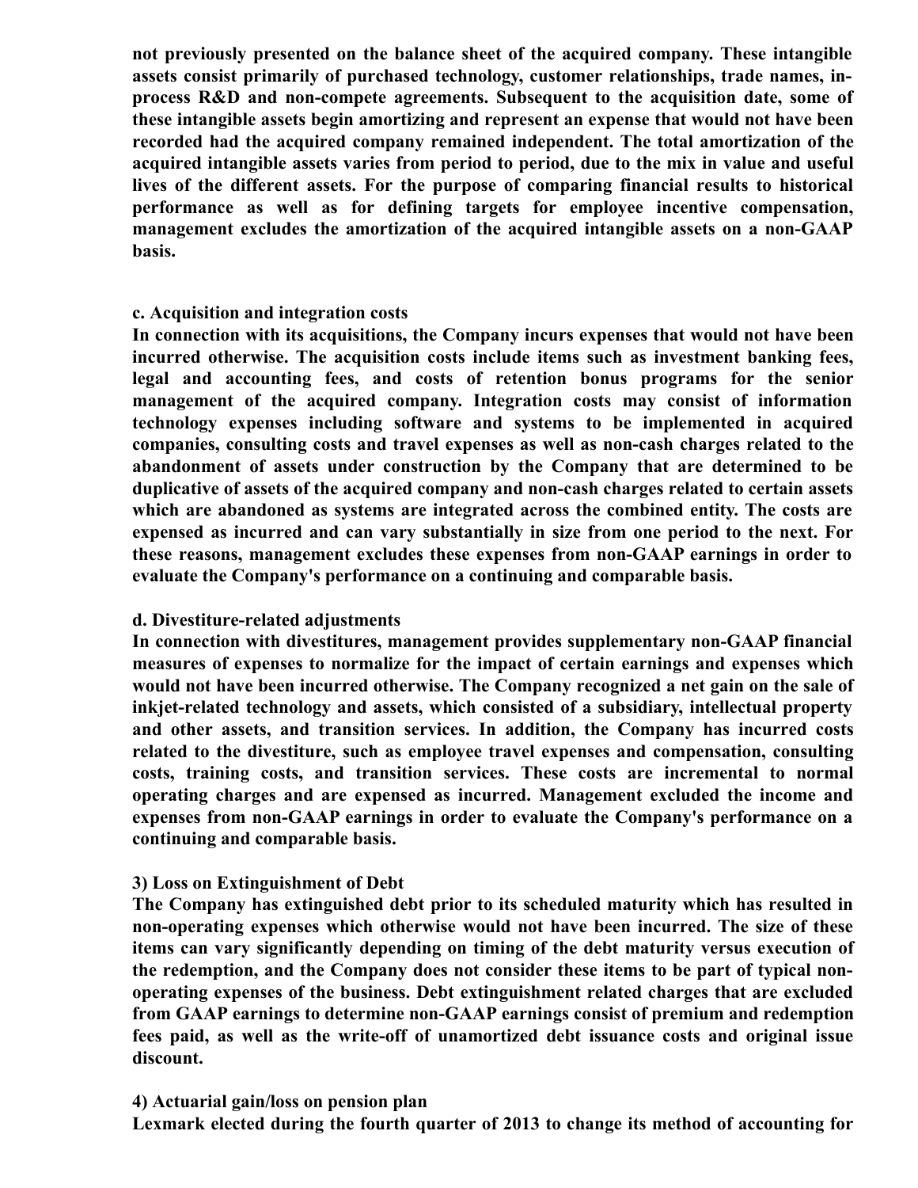**not previously presented on the balance sheet of the acquired company. These intangible assets consist primarily of purchased technology, customer relationships, trade names, in-process R&D and non-compete agreements. Subsequent to the acquisition date, some of these intangible assets begin amortizing and represent an expense that would not have been recorded had the acquired company remained independent. The total amortization of the acquired intangible assets varies from period to period, due to the mix in value and useful lives of the different assets. For the purpose of comparing financial results to historical performance as well as for defining targets for employee incentive compensation, management excludes the amortization of the acquired intangible assets on a non-GAAP basis.**

**c. Acquisition and integration costs**
**In connection with its acquisitions, the Company incurs expenses that would not have been incurred otherwise. The acquisition costs include items such as investment banking fees, legal and accounting fees, and costs of retention bonus programs for the senior management of the acquired company. Integration costs may consist of information technology expenses including software and systems to be implemented in acquired companies, consulting costs and travel expenses as well as non-cash charges related to the abandonment of assets under construction by the Company that are determined to be duplicative of assets of the acquired company and non-cash charges related to certain assets which are abandoned as systems are integrated across the combined entity. The costs are expensed as incurred and can vary substantially in size from one period to the next. For these reasons, management excludes these expenses from non-GAAP earnings in order to evaluate the Company's performance on a continuing and comparable basis.**

**d. Divestiture-related adjustments**
**In connection with divestitures, management provides supplementary non-GAAP financial measures of expenses to normalize for the impact of certain earnings and expenses which would not have been incurred otherwise. The Company recognized a net gain on the sale of inkjet-related technology and assets, which consisted of a subsidiary, intellectual property and other assets, and transition services. In addition, the Company has incurred costs related to the divestiture, such as employee travel expenses and compensation, consulting costs, training costs, and transition services. These costs are incremental to normal operating charges and are expensed as incurred. Management excluded the income and expenses from non-GAAP earnings in order to evaluate the Company's performance on a continuing and comparable basis.**

**3) Loss on Extinguishment of Debt**
**The Company has extinguished debt prior to its scheduled maturity which has resulted in non-operating expenses which otherwise would not have been incurred. The size of these items can vary significantly depending on timing of the debt maturity versus execution of the redemption, and the Company does not consider these items to be part of typical non-operating expenses of the business. Debt extinguishment related charges that are excluded from GAAP earnings to determine non-GAAP earnings consist of premium and redemption fees paid, as well as the write-off of unamortized debt issuance costs and original issue discount.**

**4) Actuarial gain/loss on pension plan**
**Lexmark elected during the fourth quarter of 2013 to change its method of accounting for**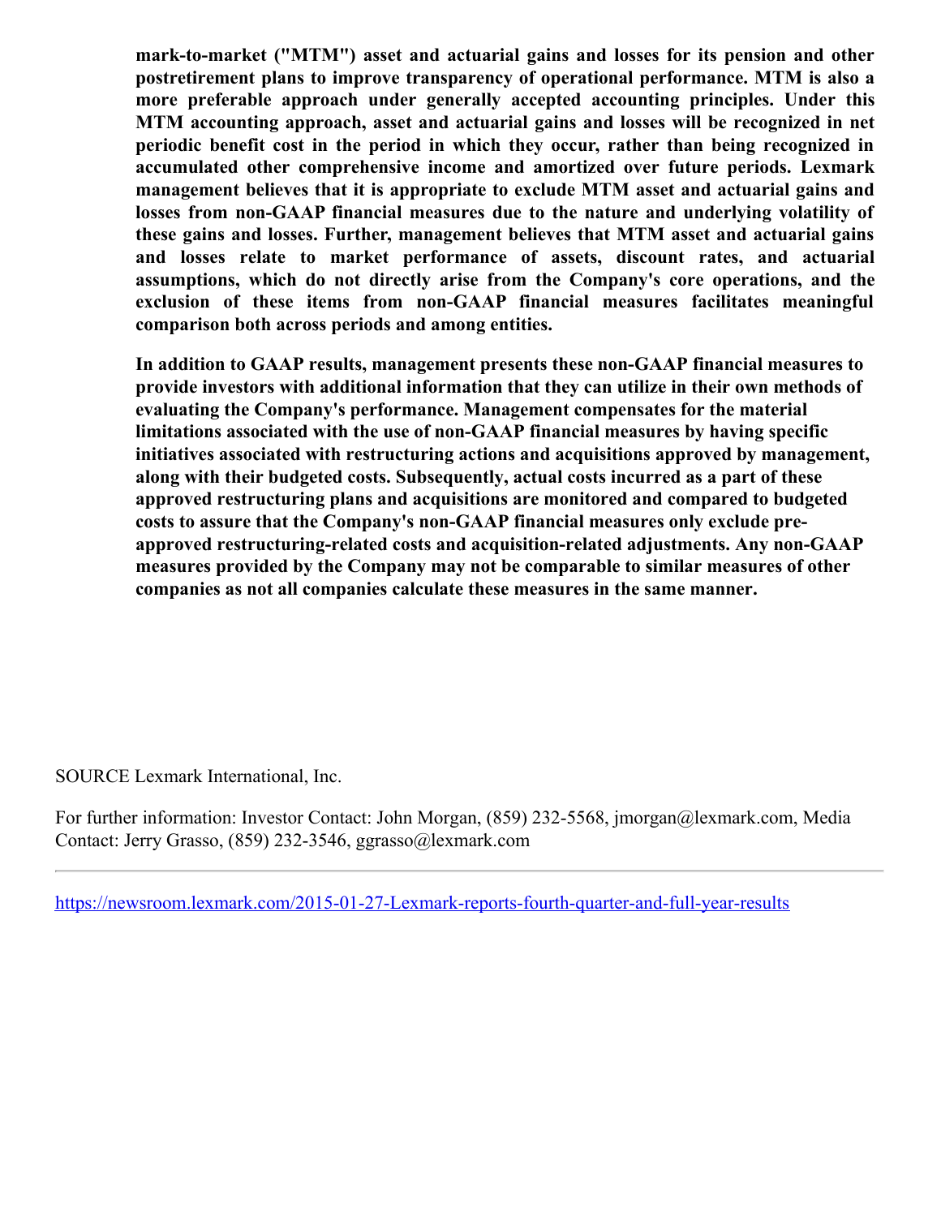**mark-to-market ("MTM") asset and actuarial gains and losses for its pension and other postretirement plans to improve transparency of operational performance. MTM is also a more preferable approach under generally accepted accounting principles. Under this MTM accounting approach, asset and actuarial gains and losses will be recognized in net periodic benefit cost in the period in which they occur, rather than being recognized in accumulated other comprehensive income and amortized over future periods. Lexmark management believes that it is appropriate to exclude MTM asset and actuarial gains and losses from non-GAAP financial measures due to the nature and underlying volatility of these gains and losses. Further, management believes that MTM asset and actuarial gains and losses relate to market performance of assets, discount rates, and actuarial assumptions, which do not directly arise from the Company's core operations, and the exclusion of these items from non-GAAP financial measures facilitates meaningful comparison both across periods and among entities.**

**In addition to GAAP results, management presents these non-GAAP financial measures to provide investors with additional information that they can utilize in their own methods of evaluating the Company's performance. Management compensates for the material limitations associated with the use of non-GAAP financial measures by having specific initiatives associated with restructuring actions and acquisitions approved by management, along with their budgeted costs. Subsequently, actual costs incurred as a part of these approved restructuring plans and acquisitions are monitored and compared to budgeted costs to assure that the Company's non-GAAP financial measures only exclude pre-approved restructuring-related costs and acquisition-related adjustments. Any non-GAAP measures provided by the Company may not be comparable to similar measures of other companies as not all companies calculate these measures in the same manner.**

SOURCE Lexmark International, Inc.

For further information: Investor Contact: John Morgan, (859) 232-5568, jmorgan@lexmark.com, Media Contact: Jerry Grasso, (859) 232-3546, ggrasso@lexmark.com

---

https://newsroom.lexmark.com/2015-01-27-Lexmark-reports-fourth-quarter-and-full-year-results